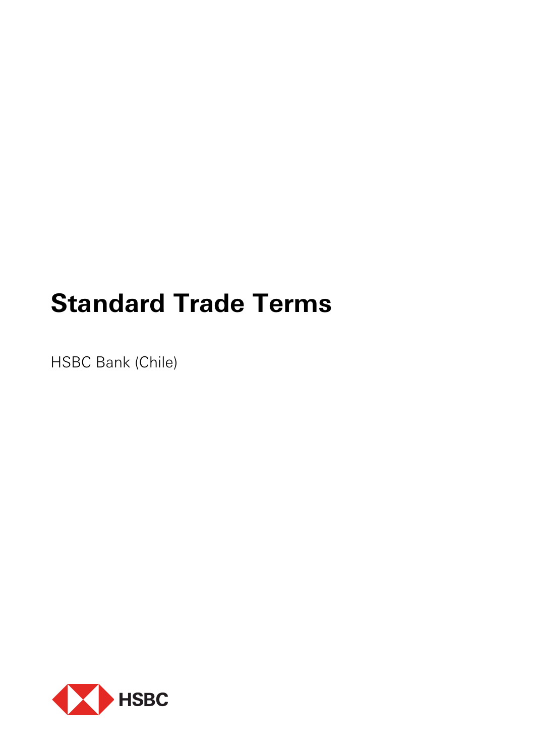# Standard Trade Terms

HSBC Bank (Chile)

HSBC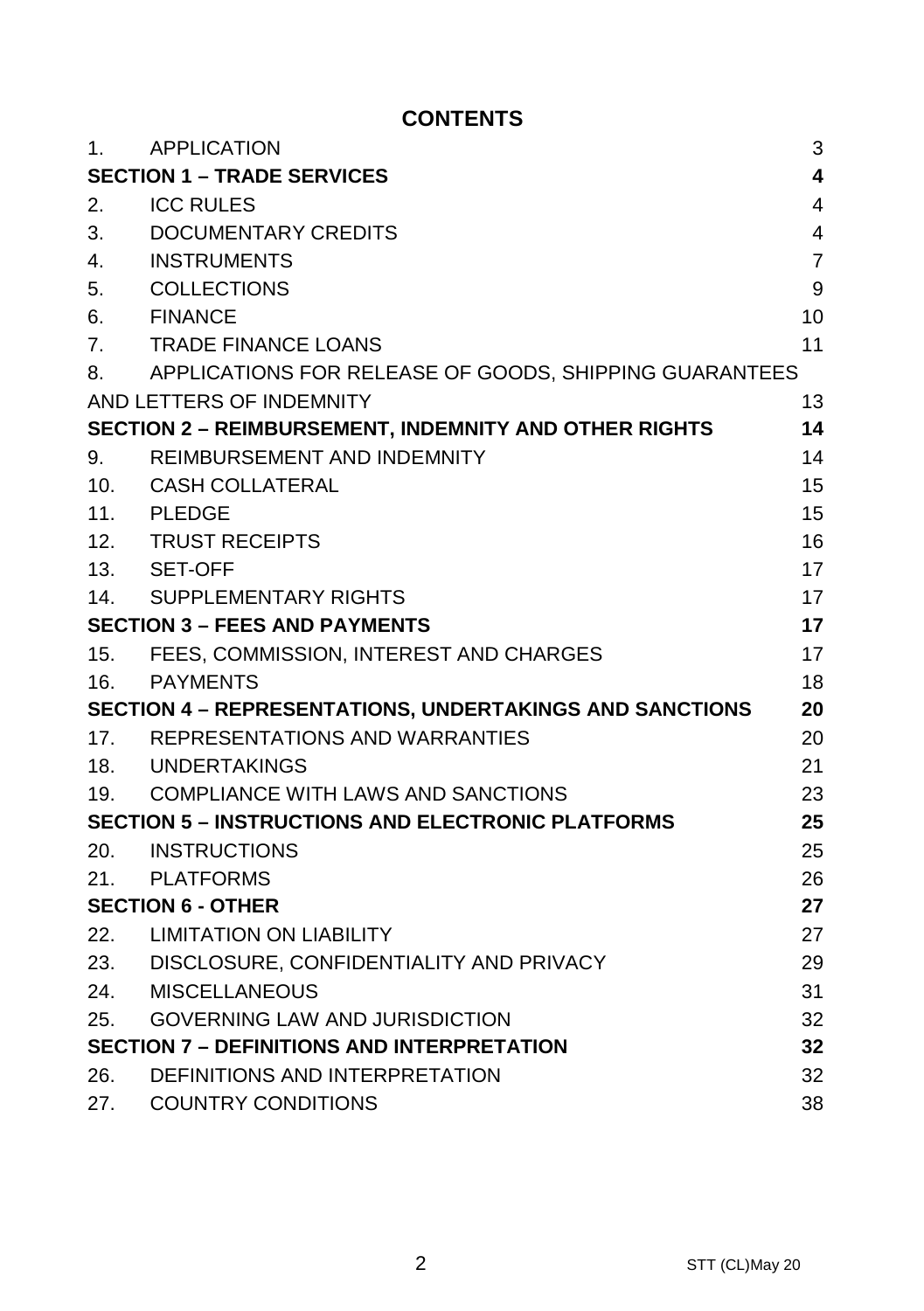# CONTENTS

| | | |
|---|---|---|
| 1. | APPLICATION | 3 |
| **SECTION 1 – TRADE SERVICES** | | **4** |
| 2. | ICC RULES | 4 |
| 3. | DOCUMENTARY CREDITS | 4 |
| 4. | INSTRUMENTS | 7 |
| 5. | COLLECTIONS | 9 |
| 6. | FINANCE | 10 |
| 7. | TRADE FINANCE LOANS | 11 |
| 8. | APPLICATIONS FOR RELEASE OF GOODS, SHIPPING GUARANTEES AND LETTERS OF INDEMNITY | 13 |
| **SECTION 2 – REIMBURSEMENT, INDEMNITY AND OTHER RIGHTS** | | **14** |
| 9. | REIMBURSEMENT AND INDEMNITY | 14 |
| 10. | CASH COLLATERAL | 15 |
| 11. | PLEDGE | 15 |
| 12. | TRUST RECEIPTS | 16 |
| 13. | SET-OFF | 17 |
| 14. | SUPPLEMENTARY RIGHTS | 17 |
| **SECTION 3 – FEES AND PAYMENTS** | | **17** |
| 15. | FEES, COMMISSION, INTEREST AND CHARGES | 17 |
| 16. | PAYMENTS | 18 |
| **SECTION 4 – REPRESENTATIONS, UNDERTAKINGS AND SANCTIONS** | | **20** |
| 17. | REPRESENTATIONS AND WARRANTIES | 20 |
| 18. | UNDERTAKINGS | 21 |
| 19. | COMPLIANCE WITH LAWS AND SANCTIONS | 23 |
| **SECTION 5 – INSTRUCTIONS AND ELECTRONIC PLATFORMS** | | **25** |
| 20. | INSTRUCTIONS | 25 |
| 21. | PLATFORMS | 26 |
| **SECTION 6 - OTHER** | | **27** |
| 22. | LIMITATION ON LIABILITY | 27 |
| 23. | DISCLOSURE, CONFIDENTIALITY AND PRIVACY | 29 |
| 24. | MISCELLANEOUS | 31 |
| 25. | GOVERNING LAW AND JURISDICTION | 32 |
| **SECTION 7 – DEFINITIONS AND INTERPRETATION** | | **32** |
| 26. | DEFINITIONS AND INTERPRETATION | 32 |
| 27. | COUNTRY CONDITIONS | 38 |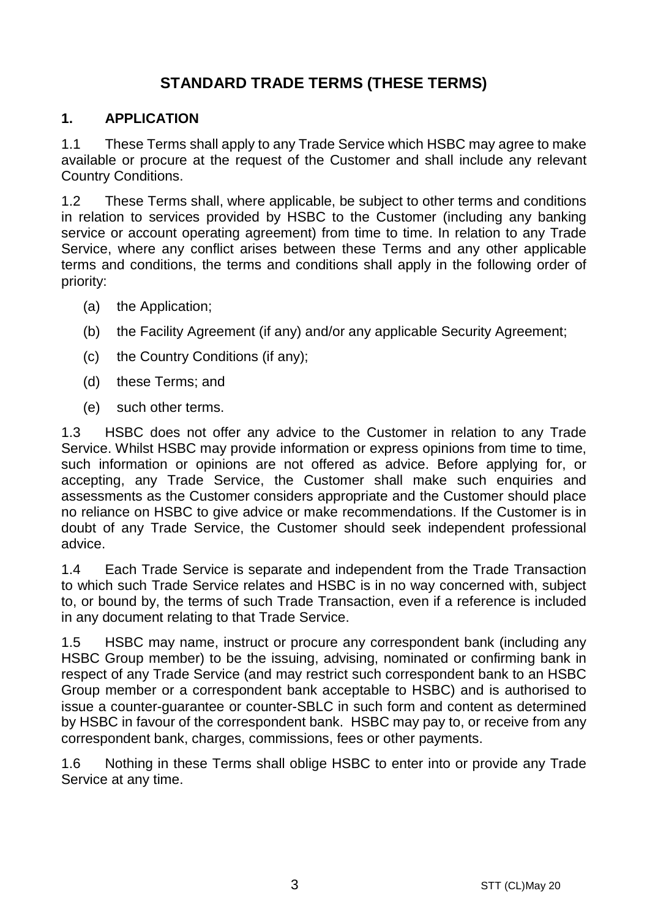# STANDARD TRADE TERMS (THESE TERMS)

## 1. APPLICATION

1.1 These Terms shall apply to any Trade Service which HSBC may agree to make available or procure at the request of the Customer and shall include any relevant Country Conditions.

1.2 These Terms shall, where applicable, be subject to other terms and conditions in relation to services provided by HSBC to the Customer (including any banking service or account operating agreement) from time to time. In relation to any Trade Service, where any conflict arises between these Terms and any other applicable terms and conditions, the terms and conditions shall apply in the following order of priority:

(a) the Application;

(b) the Facility Agreement (if any) and/or any applicable Security Agreement;

(c) the Country Conditions (if any);

(d) these Terms; and

(e) such other terms.

1.3 HSBC does not offer any advice to the Customer in relation to any Trade Service. Whilst HSBC may provide information or express opinions from time to time, such information or opinions are not offered as advice. Before applying for, or accepting, any Trade Service, the Customer shall make such enquiries and assessments as the Customer considers appropriate and the Customer should place no reliance on HSBC to give advice or make recommendations. If the Customer is in doubt of any Trade Service, the Customer should seek independent professional advice.

1.4 Each Trade Service is separate and independent from the Trade Transaction to which such Trade Service relates and HSBC is in no way concerned with, subject to, or bound by, the terms of such Trade Transaction, even if a reference is included in any document relating to that Trade Service.

1.5 HSBC may name, instruct or procure any correspondent bank (including any HSBC Group member) to be the issuing, advising, nominated or confirming bank in respect of any Trade Service (and may restrict such correspondent bank to an HSBC Group member or a correspondent bank acceptable to HSBC) and is authorised to issue a counter-guarantee or counter-SBLC in such form and content as determined by HSBC in favour of the correspondent bank. HSBC may pay to, or receive from any correspondent bank, charges, commissions, fees or other payments.

1.6 Nothing in these Terms shall oblige HSBC to enter into or provide any Trade Service at any time.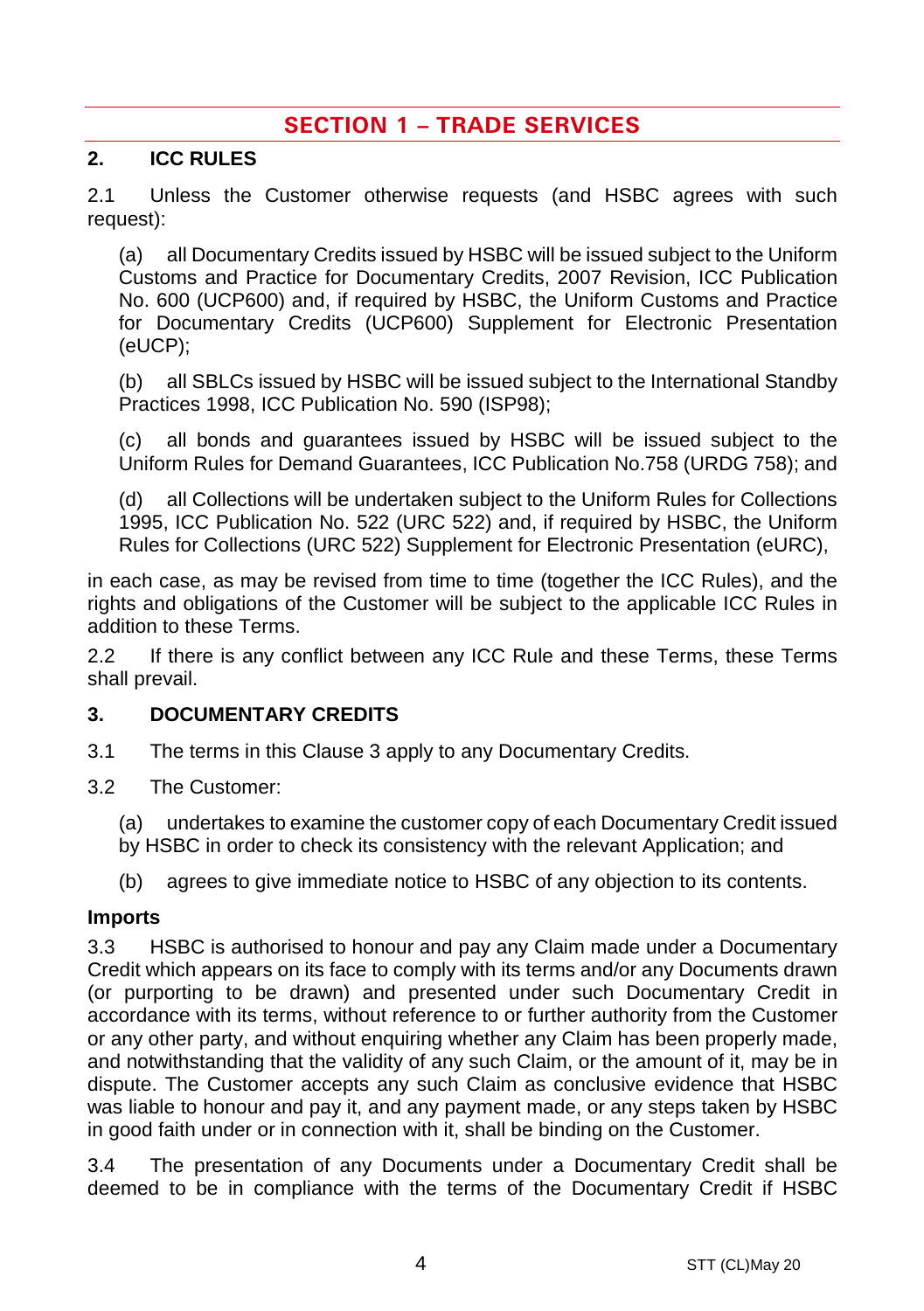# SECTION 1 – TRADE SERVICES

## 2. ICC RULES

2.1 Unless the Customer otherwise requests (and HSBC agrees with such request):

(a) all Documentary Credits issued by HSBC will be issued subject to the Uniform Customs and Practice for Documentary Credits, 2007 Revision, ICC Publication No. 600 (UCP600) and, if required by HSBC, the Uniform Customs and Practice for Documentary Credits (UCP600) Supplement for Electronic Presentation (eUCP);

(b) all SBLCs issued by HSBC will be issued subject to the International Standby Practices 1998, ICC Publication No. 590 (ISP98);

(c) all bonds and guarantees issued by HSBC will be issued subject to the Uniform Rules for Demand Guarantees, ICC Publication No.758 (URDG 758); and

(d) all Collections will be undertaken subject to the Uniform Rules for Collections 1995, ICC Publication No. 522 (URC 522) and, if required by HSBC, the Uniform Rules for Collections (URC 522) Supplement for Electronic Presentation (eURC),

in each case, as may be revised from time to time (together the ICC Rules), and the rights and obligations of the Customer will be subject to the applicable ICC Rules in addition to these Terms.

2.2 If there is any conflict between any ICC Rule and these Terms, these Terms shall prevail.

## 3. DOCUMENTARY CREDITS

3.1 The terms in this Clause 3 apply to any Documentary Credits.

3.2 The Customer:

(a) undertakes to examine the customer copy of each Documentary Credit issued by HSBC in order to check its consistency with the relevant Application; and

(b) agrees to give immediate notice to HSBC of any objection to its contents.

**Imports**

3.3 HSBC is authorised to honour and pay any Claim made under a Documentary Credit which appears on its face to comply with its terms and/or any Documents drawn (or purporting to be drawn) and presented under such Documentary Credit in accordance with its terms, without reference to or further authority from the Customer or any other party, and without enquiring whether any Claim has been properly made, and notwithstanding that the validity of any such Claim, or the amount of it, may be in dispute. The Customer accepts any such Claim as conclusive evidence that HSBC was liable to honour and pay it, and any payment made, or any steps taken by HSBC in good faith under or in connection with it, shall be binding on the Customer.

3.4 The presentation of any Documents under a Documentary Credit shall be deemed to be in compliance with the terms of the Documentary Credit if HSBC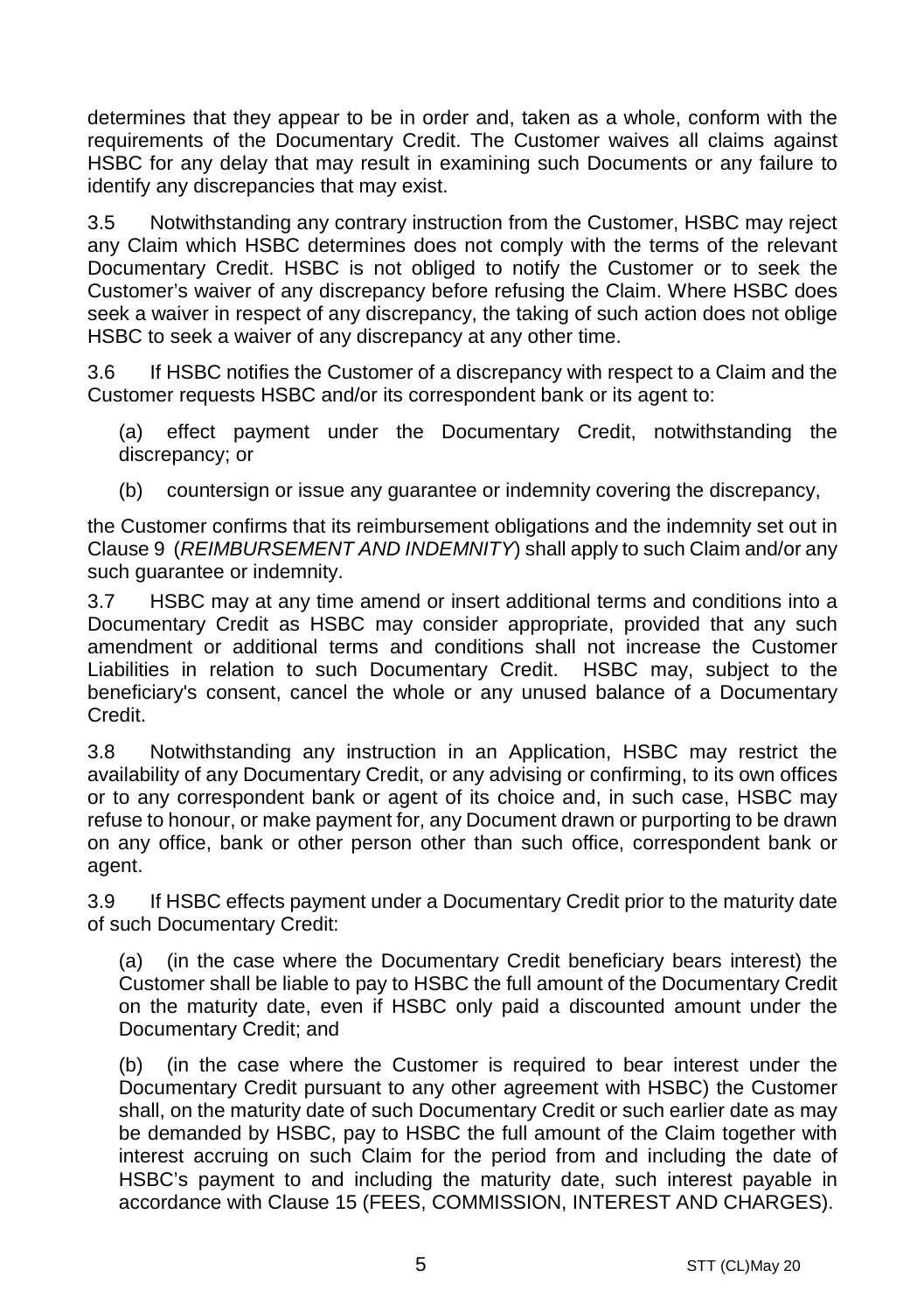determines that they appear to be in order and, taken as a whole, conform with the requirements of the Documentary Credit. The Customer waives all claims against HSBC for any delay that may result in examining such Documents or any failure to identify any discrepancies that may exist.

3.5 Notwithstanding any contrary instruction from the Customer, HSBC may reject any Claim which HSBC determines does not comply with the terms of the relevant Documentary Credit. HSBC is not obliged to notify the Customer or to seek the Customer's waiver of any discrepancy before refusing the Claim. Where HSBC does seek a waiver in respect of any discrepancy, the taking of such action does not oblige HSBC to seek a waiver of any discrepancy at any other time.

3.6 If HSBC notifies the Customer of a discrepancy with respect to a Claim and the Customer requests HSBC and/or its correspondent bank or its agent to:

(a) effect payment under the Documentary Credit, notwithstanding the discrepancy; or

(b) countersign or issue any guarantee or indemnity covering the discrepancy,

the Customer confirms that its reimbursement obligations and the indemnity set out in Clause 9 (*REIMBURSEMENT AND INDEMNITY*) shall apply to such Claim and/or any such guarantee or indemnity.

3.7 HSBC may at any time amend or insert additional terms and conditions into a Documentary Credit as HSBC may consider appropriate, provided that any such amendment or additional terms and conditions shall not increase the Customer Liabilities in relation to such Documentary Credit. HSBC may, subject to the beneficiary's consent, cancel the whole or any unused balance of a Documentary Credit.

3.8 Notwithstanding any instruction in an Application, HSBC may restrict the availability of any Documentary Credit, or any advising or confirming, to its own offices or to any correspondent bank or agent of its choice and, in such case, HSBC may refuse to honour, or make payment for, any Document drawn or purporting to be drawn on any office, bank or other person other than such office, correspondent bank or agent.

3.9 If HSBC effects payment under a Documentary Credit prior to the maturity date of such Documentary Credit:

(a) (in the case where the Documentary Credit beneficiary bears interest) the Customer shall be liable to pay to HSBC the full amount of the Documentary Credit on the maturity date, even if HSBC only paid a discounted amount under the Documentary Credit; and

(b) (in the case where the Customer is required to bear interest under the Documentary Credit pursuant to any other agreement with HSBC) the Customer shall, on the maturity date of such Documentary Credit or such earlier date as may be demanded by HSBC, pay to HSBC the full amount of the Claim together with interest accruing on such Claim for the period from and including the date of HSBC's payment to and including the maturity date, such interest payable in accordance with Clause 15 (FEES, COMMISSION, INTEREST AND CHARGES).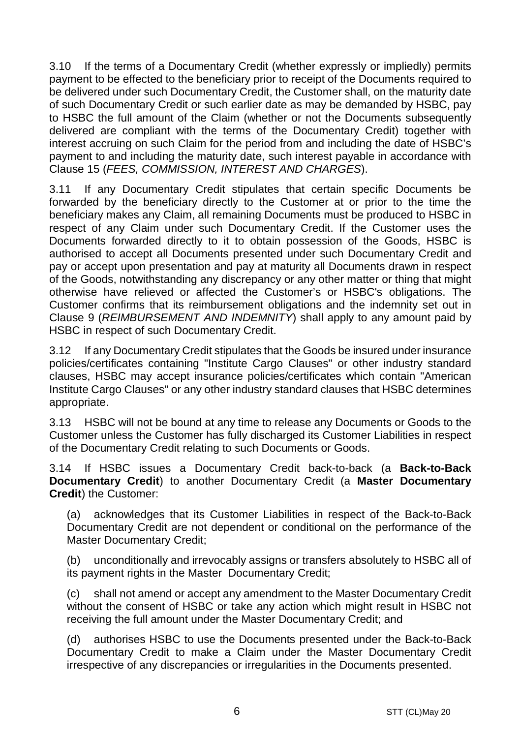3.10 If the terms of a Documentary Credit (whether expressly or impliedly) permits payment to be effected to the beneficiary prior to receipt of the Documents required to be delivered under such Documentary Credit, the Customer shall, on the maturity date of such Documentary Credit or such earlier date as may be demanded by HSBC, pay to HSBC the full amount of the Claim (whether or not the Documents subsequently delivered are compliant with the terms of the Documentary Credit) together with interest accruing on such Claim for the period from and including the date of HSBC's payment to and including the maturity date, such interest payable in accordance with Clause 15 (*FEES, COMMISSION, INTEREST AND CHARGES*).

3.11 If any Documentary Credit stipulates that certain specific Documents be forwarded by the beneficiary directly to the Customer at or prior to the time the beneficiary makes any Claim, all remaining Documents must be produced to HSBC in respect of any Claim under such Documentary Credit. If the Customer uses the Documents forwarded directly to it to obtain possession of the Goods, HSBC is authorised to accept all Documents presented under such Documentary Credit and pay or accept upon presentation and pay at maturity all Documents drawn in respect of the Goods, notwithstanding any discrepancy or any other matter or thing that might otherwise have relieved or affected the Customer's or HSBC's obligations. The Customer confirms that its reimbursement obligations and the indemnity set out in Clause 9 (*REIMBURSEMENT AND INDEMNITY*) shall apply to any amount paid by HSBC in respect of such Documentary Credit.

3.12 If any Documentary Credit stipulates that the Goods be insured under insurance policies/certificates containing "Institute Cargo Clauses" or other industry standard clauses, HSBC may accept insurance policies/certificates which contain "American Institute Cargo Clauses" or any other industry standard clauses that HSBC determines appropriate.

3.13 HSBC will not be bound at any time to release any Documents or Goods to the Customer unless the Customer has fully discharged its Customer Liabilities in respect of the Documentary Credit relating to such Documents or Goods.

3.14 If HSBC issues a Documentary Credit back-to-back (a **Back-to-Back Documentary Credit**) to another Documentary Credit (a **Master Documentary Credit**) the Customer:

(a) acknowledges that its Customer Liabilities in respect of the Back-to-Back Documentary Credit are not dependent or conditional on the performance of the Master Documentary Credit;

(b) unconditionally and irrevocably assigns or transfers absolutely to HSBC all of its payment rights in the Master Documentary Credit;

(c) shall not amend or accept any amendment to the Master Documentary Credit without the consent of HSBC or take any action which might result in HSBC not receiving the full amount under the Master Documentary Credit; and

(d) authorises HSBC to use the Documents presented under the Back-to-Back Documentary Credit to make a Claim under the Master Documentary Credit irrespective of any discrepancies or irregularities in the Documents presented.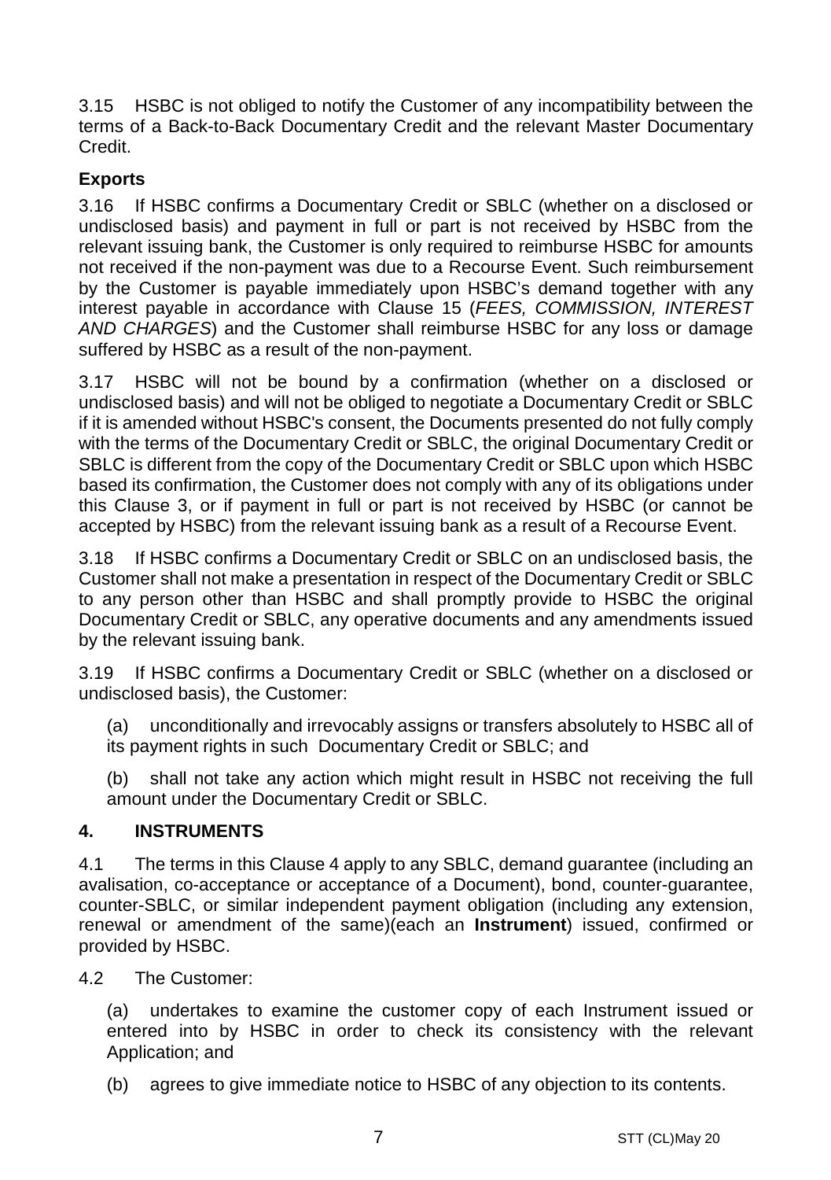3.15 HSBC is not obliged to notify the Customer of any incompatibility between the terms of a Back-to-Back Documentary Credit and the relevant Master Documentary Credit.

**Exports**

3.16 If HSBC confirms a Documentary Credit or SBLC (whether on a disclosed or undisclosed basis) and payment in full or part is not received by HSBC from the relevant issuing bank, the Customer is only required to reimburse HSBC for amounts not received if the non-payment was due to a Recourse Event. Such reimbursement by the Customer is payable immediately upon HSBC's demand together with any interest payable in accordance with Clause 15 (*FEES, COMMISSION, INTEREST AND CHARGES*) and the Customer shall reimburse HSBC for any loss or damage suffered by HSBC as a result of the non-payment.

3.17 HSBC will not be bound by a confirmation (whether on a disclosed or undisclosed basis) and will not be obliged to negotiate a Documentary Credit or SBLC if it is amended without HSBC's consent, the Documents presented do not fully comply with the terms of the Documentary Credit or SBLC, the original Documentary Credit or SBLC is different from the copy of the Documentary Credit or SBLC upon which HSBC based its confirmation, the Customer does not comply with any of its obligations under this Clause 3, or if payment in full or part is not received by HSBC (or cannot be accepted by HSBC) from the relevant issuing bank as a result of a Recourse Event.

3.18 If HSBC confirms a Documentary Credit or SBLC on an undisclosed basis, the Customer shall not make a presentation in respect of the Documentary Credit or SBLC to any person other than HSBC and shall promptly provide to HSBC the original Documentary Credit or SBLC, any operative documents and any amendments issued by the relevant issuing bank.

3.19 If HSBC confirms a Documentary Credit or SBLC (whether on a disclosed or undisclosed basis), the Customer:

(a) unconditionally and irrevocably assigns or transfers absolutely to HSBC all of its payment rights in such Documentary Credit or SBLC; and

(b) shall not take any action which might result in HSBC not receiving the full amount under the Documentary Credit or SBLC.

## 4. INSTRUMENTS

4.1 The terms in this Clause 4 apply to any SBLC, demand guarantee (including an avalisation, co-acceptance or acceptance of a Document), bond, counter-guarantee, counter-SBLC, or similar independent payment obligation (including any extension, renewal or amendment of the same)(each an **Instrument**) issued, confirmed or provided by HSBC.

4.2 The Customer:

(a) undertakes to examine the customer copy of each Instrument issued or entered into by HSBC in order to check its consistency with the relevant Application; and

(b) agrees to give immediate notice to HSBC of any objection to its contents.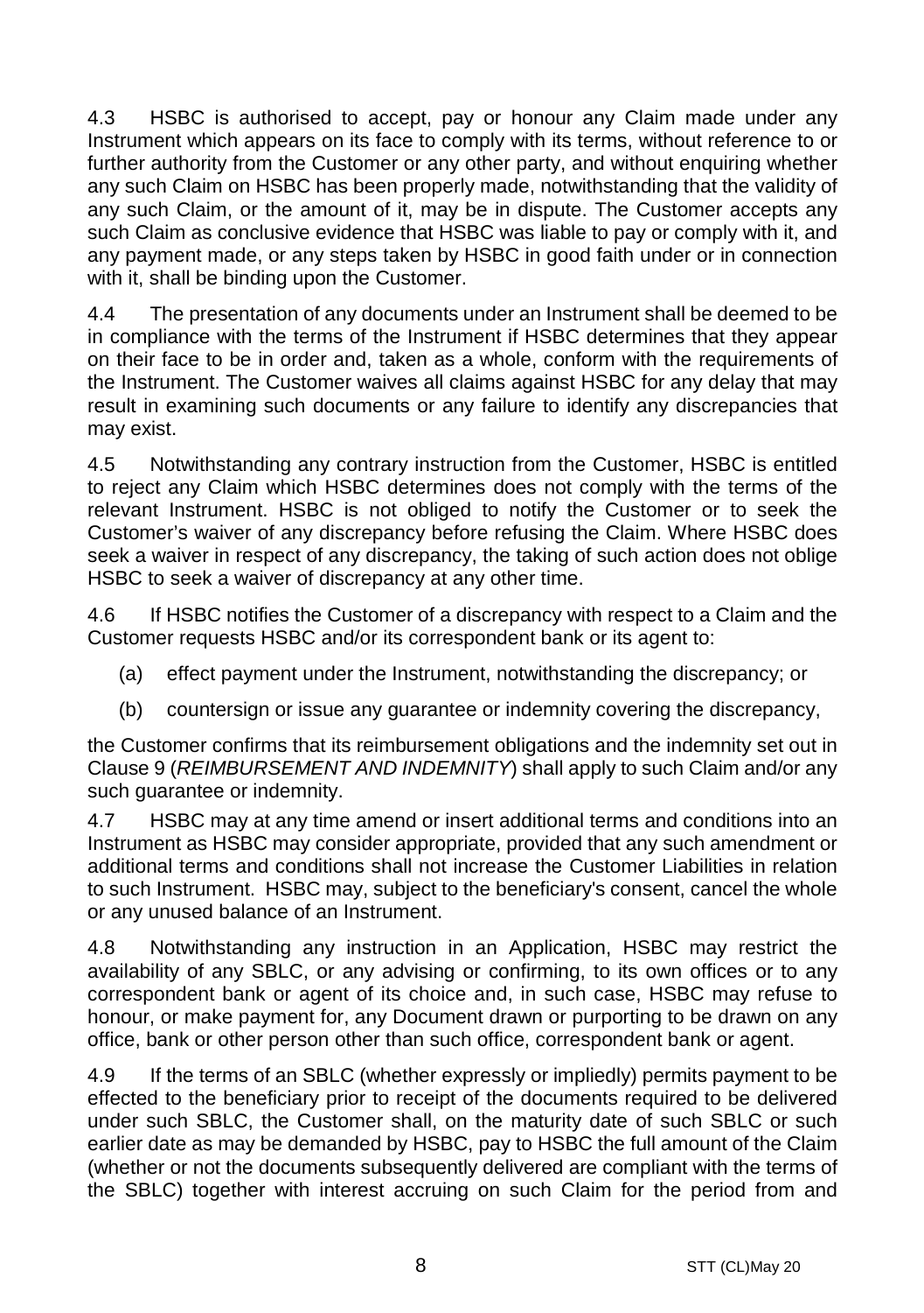4.3 HSBC is authorised to accept, pay or honour any Claim made under any Instrument which appears on its face to comply with its terms, without reference to or further authority from the Customer or any other party, and without enquiring whether any such Claim on HSBC has been properly made, notwithstanding that the validity of any such Claim, or the amount of it, may be in dispute. The Customer accepts any such Claim as conclusive evidence that HSBC was liable to pay or comply with it, and any payment made, or any steps taken by HSBC in good faith under or in connection with it, shall be binding upon the Customer.

4.4 The presentation of any documents under an Instrument shall be deemed to be in compliance with the terms of the Instrument if HSBC determines that they appear on their face to be in order and, taken as a whole, conform with the requirements of the Instrument. The Customer waives all claims against HSBC for any delay that may result in examining such documents or any failure to identify any discrepancies that may exist.

4.5 Notwithstanding any contrary instruction from the Customer, HSBC is entitled to reject any Claim which HSBC determines does not comply with the terms of the relevant Instrument. HSBC is not obliged to notify the Customer or to seek the Customer's waiver of any discrepancy before refusing the Claim. Where HSBC does seek a waiver in respect of any discrepancy, the taking of such action does not oblige HSBC to seek a waiver of discrepancy at any other time.

4.6 If HSBC notifies the Customer of a discrepancy with respect to a Claim and the Customer requests HSBC and/or its correspondent bank or its agent to:

(a) effect payment under the Instrument, notwithstanding the discrepancy; or

(b) countersign or issue any guarantee or indemnity covering the discrepancy,

the Customer confirms that its reimbursement obligations and the indemnity set out in Clause 9 (*REIMBURSEMENT AND INDEMNITY*) shall apply to such Claim and/or any such guarantee or indemnity.

4.7 HSBC may at any time amend or insert additional terms and conditions into an Instrument as HSBC may consider appropriate, provided that any such amendment or additional terms and conditions shall not increase the Customer Liabilities in relation to such Instrument. HSBC may, subject to the beneficiary's consent, cancel the whole or any unused balance of an Instrument.

4.8 Notwithstanding any instruction in an Application, HSBC may restrict the availability of any SBLC, or any advising or confirming, to its own offices or to any correspondent bank or agent of its choice and, in such case, HSBC may refuse to honour, or make payment for, any Document drawn or purporting to be drawn on any office, bank or other person other than such office, correspondent bank or agent.

4.9 If the terms of an SBLC (whether expressly or impliedly) permits payment to be effected to the beneficiary prior to receipt of the documents required to be delivered under such SBLC, the Customer shall, on the maturity date of such SBLC or such earlier date as may be demanded by HSBC, pay to HSBC the full amount of the Claim (whether or not the documents subsequently delivered are compliant with the terms of the SBLC) together with interest accruing on such Claim for the period from and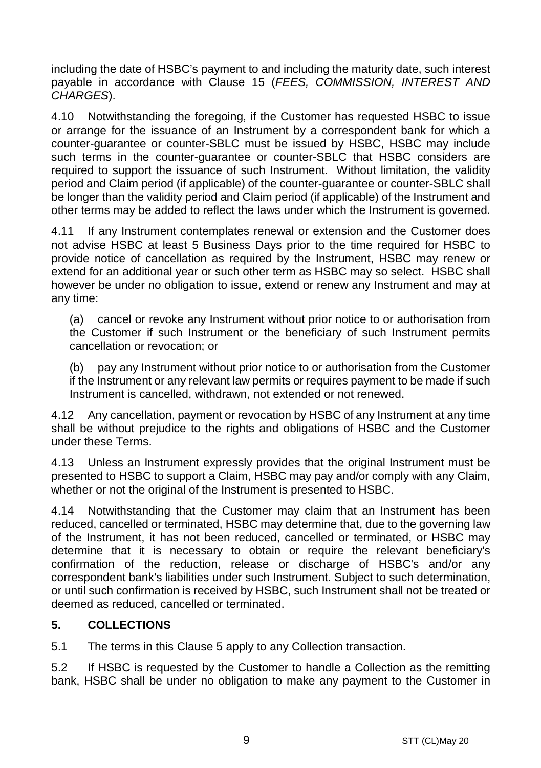including the date of HSBC's payment to and including the maturity date, such interest payable in accordance with Clause 15 (*FEES, COMMISSION, INTEREST AND CHARGES*).

4.10 Notwithstanding the foregoing, if the Customer has requested HSBC to issue or arrange for the issuance of an Instrument by a correspondent bank for which a counter-guarantee or counter-SBLC must be issued by HSBC, HSBC may include such terms in the counter-guarantee or counter-SBLC that HSBC considers are required to support the issuance of such Instrument. Without limitation, the validity period and Claim period (if applicable) of the counter-guarantee or counter-SBLC shall be longer than the validity period and Claim period (if applicable) of the Instrument and other terms may be added to reflect the laws under which the Instrument is governed.

4.11 If any Instrument contemplates renewal or extension and the Customer does not advise HSBC at least 5 Business Days prior to the time required for HSBC to provide notice of cancellation as required by the Instrument, HSBC may renew or extend for an additional year or such other term as HSBC may so select. HSBC shall however be under no obligation to issue, extend or renew any Instrument and may at any time:

(a) cancel or revoke any Instrument without prior notice to or authorisation from the Customer if such Instrument or the beneficiary of such Instrument permits cancellation or revocation; or

(b) pay any Instrument without prior notice to or authorisation from the Customer if the Instrument or any relevant law permits or requires payment to be made if such Instrument is cancelled, withdrawn, not extended or not renewed.

4.12 Any cancellation, payment or revocation by HSBC of any Instrument at any time shall be without prejudice to the rights and obligations of HSBC and the Customer under these Terms.

4.13 Unless an Instrument expressly provides that the original Instrument must be presented to HSBC to support a Claim, HSBC may pay and/or comply with any Claim, whether or not the original of the Instrument is presented to HSBC.

4.14 Notwithstanding that the Customer may claim that an Instrument has been reduced, cancelled or terminated, HSBC may determine that, due to the governing law of the Instrument, it has not been reduced, cancelled or terminated, or HSBC may determine that it is necessary to obtain or require the relevant beneficiary's confirmation of the reduction, release or discharge of HSBC's and/or any correspondent bank's liabilities under such Instrument. Subject to such determination, or until such confirmation is received by HSBC, such Instrument shall not be treated or deemed as reduced, cancelled or terminated.

## 5. COLLECTIONS

5.1 The terms in this Clause 5 apply to any Collection transaction.

5.2 If HSBC is requested by the Customer to handle a Collection as the remitting bank, HSBC shall be under no obligation to make any payment to the Customer in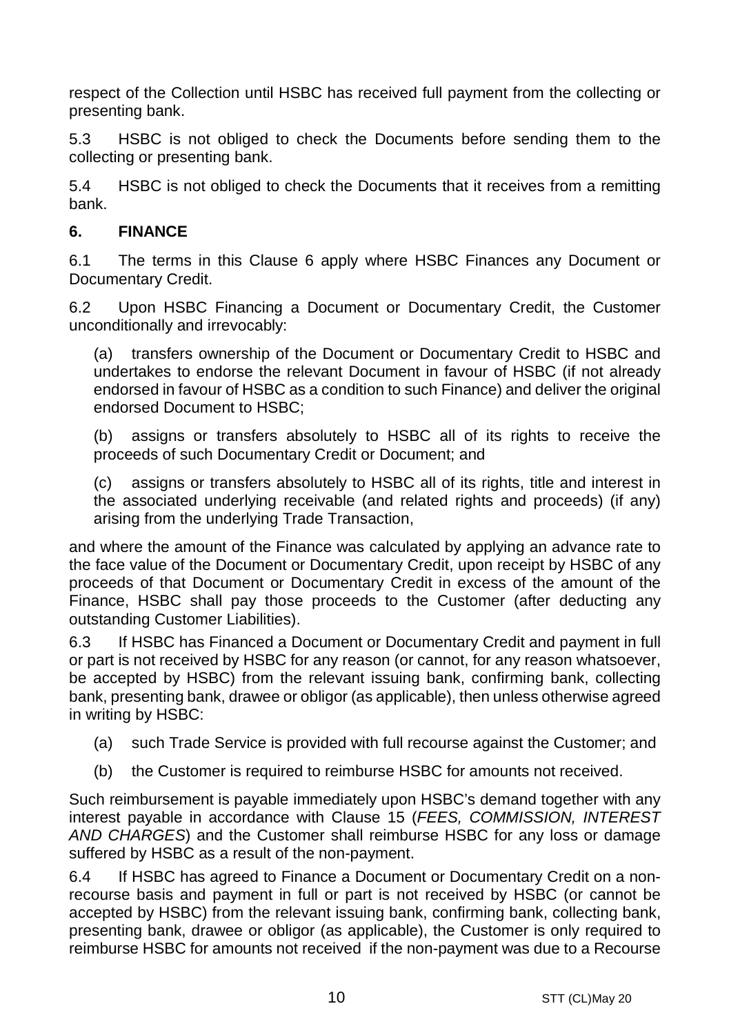respect of the Collection until HSBC has received full payment from the collecting or presenting bank.

5.3 HSBC is not obliged to check the Documents before sending them to the collecting or presenting bank.

5.4 HSBC is not obliged to check the Documents that it receives from a remitting bank.

## 6. FINANCE

6.1 The terms in this Clause 6 apply where HSBC Finances any Document or Documentary Credit.

6.2 Upon HSBC Financing a Document or Documentary Credit, the Customer unconditionally and irrevocably:

(a) transfers ownership of the Document or Documentary Credit to HSBC and undertakes to endorse the relevant Document in favour of HSBC (if not already endorsed in favour of HSBC as a condition to such Finance) and deliver the original endorsed Document to HSBC;

(b) assigns or transfers absolutely to HSBC all of its rights to receive the proceeds of such Documentary Credit or Document; and

(c) assigns or transfers absolutely to HSBC all of its rights, title and interest in the associated underlying receivable (and related rights and proceeds) (if any) arising from the underlying Trade Transaction,

and where the amount of the Finance was calculated by applying an advance rate to the face value of the Document or Documentary Credit, upon receipt by HSBC of any proceeds of that Document or Documentary Credit in excess of the amount of the Finance, HSBC shall pay those proceeds to the Customer (after deducting any outstanding Customer Liabilities).

6.3 If HSBC has Financed a Document or Documentary Credit and payment in full or part is not received by HSBC for any reason (or cannot, for any reason whatsoever, be accepted by HSBC) from the relevant issuing bank, confirming bank, collecting bank, presenting bank, drawee or obligor (as applicable), then unless otherwise agreed in writing by HSBC:

(a) such Trade Service is provided with full recourse against the Customer; and

(b) the Customer is required to reimburse HSBC for amounts not received.

Such reimbursement is payable immediately upon HSBC's demand together with any interest payable in accordance with Clause 15 (*FEES, COMMISSION, INTEREST AND CHARGES*) and the Customer shall reimburse HSBC for any loss or damage suffered by HSBC as a result of the non-payment.

6.4 If HSBC has agreed to Finance a Document or Documentary Credit on a non-recourse basis and payment in full or part is not received by HSBC (or cannot be accepted by HSBC) from the relevant issuing bank, confirming bank, collecting bank, presenting bank, drawee or obligor (as applicable), the Customer is only required to reimburse HSBC for amounts not received if the non-payment was due to a Recourse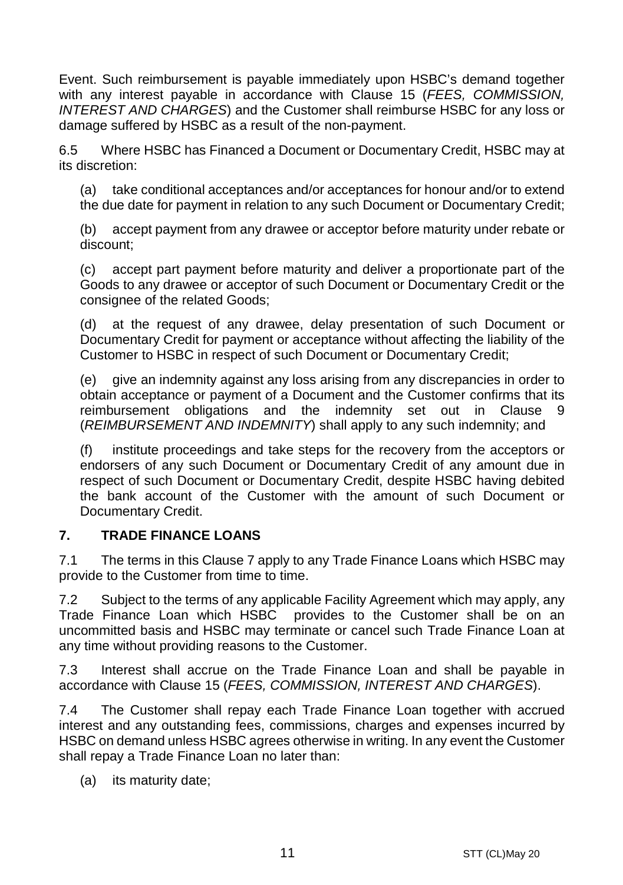Event. Such reimbursement is payable immediately upon HSBC's demand together with any interest payable in accordance with Clause 15 (*FEES, COMMISSION, INTEREST AND CHARGES*) and the Customer shall reimburse HSBC for any loss or damage suffered by HSBC as a result of the non-payment.

6.5 Where HSBC has Financed a Document or Documentary Credit, HSBC may at its discretion:

(a) take conditional acceptances and/or acceptances for honour and/or to extend the due date for payment in relation to any such Document or Documentary Credit;

(b) accept payment from any drawee or acceptor before maturity under rebate or discount;

(c) accept part payment before maturity and deliver a proportionate part of the Goods to any drawee or acceptor of such Document or Documentary Credit or the consignee of the related Goods;

(d) at the request of any drawee, delay presentation of such Document or Documentary Credit for payment or acceptance without affecting the liability of the Customer to HSBC in respect of such Document or Documentary Credit;

(e) give an indemnity against any loss arising from any discrepancies in order to obtain acceptance or payment of a Document and the Customer confirms that its reimbursement obligations and the indemnity set out in Clause 9 (*REIMBURSEMENT AND INDEMNITY*) shall apply to any such indemnity; and

(f) institute proceedings and take steps for the recovery from the acceptors or endorsers of any such Document or Documentary Credit of any amount due in respect of such Document or Documentary Credit, despite HSBC having debited the bank account of the Customer with the amount of such Document or Documentary Credit.

## 7. TRADE FINANCE LOANS

7.1 The terms in this Clause 7 apply to any Trade Finance Loans which HSBC may provide to the Customer from time to time.

7.2 Subject to the terms of any applicable Facility Agreement which may apply, any Trade Finance Loan which HSBC provides to the Customer shall be on an uncommitted basis and HSBC may terminate or cancel such Trade Finance Loan at any time without providing reasons to the Customer.

7.3 Interest shall accrue on the Trade Finance Loan and shall be payable in accordance with Clause 15 (*FEES, COMMISSION, INTEREST AND CHARGES*).

7.4 The Customer shall repay each Trade Finance Loan together with accrued interest and any outstanding fees, commissions, charges and expenses incurred by HSBC on demand unless HSBC agrees otherwise in writing. In any event the Customer shall repay a Trade Finance Loan no later than:

(a) its maturity date;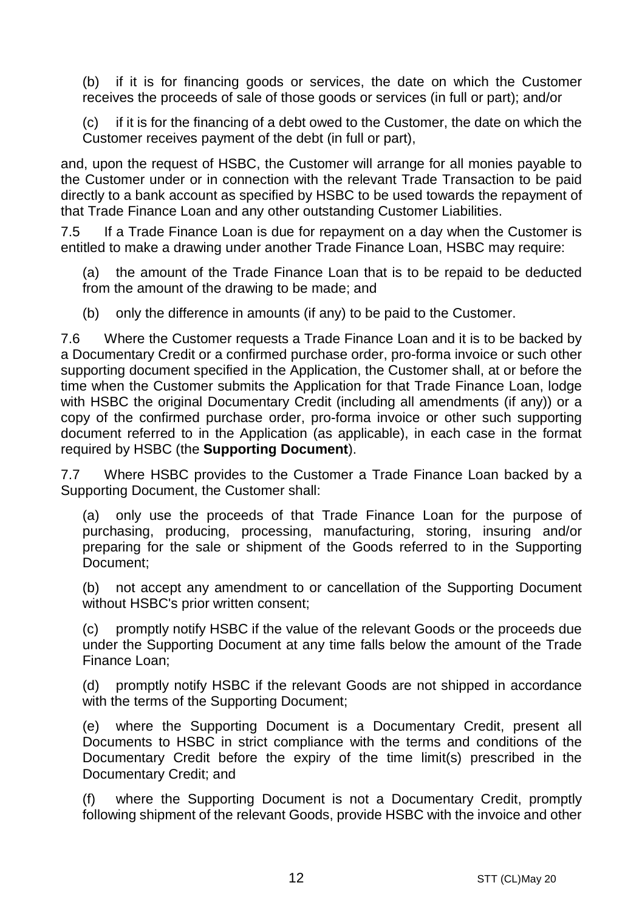(b) if it is for financing goods or services, the date on which the Customer receives the proceeds of sale of those goods or services (in full or part); and/or

(c) if it is for the financing of a debt owed to the Customer, the date on which the Customer receives payment of the debt (in full or part),

and, upon the request of HSBC, the Customer will arrange for all monies payable to the Customer under or in connection with the relevant Trade Transaction to be paid directly to a bank account as specified by HSBC to be used towards the repayment of that Trade Finance Loan and any other outstanding Customer Liabilities.

7.5 If a Trade Finance Loan is due for repayment on a day when the Customer is entitled to make a drawing under another Trade Finance Loan, HSBC may require:

(a) the amount of the Trade Finance Loan that is to be repaid to be deducted from the amount of the drawing to be made; and

(b) only the difference in amounts (if any) to be paid to the Customer.

7.6 Where the Customer requests a Trade Finance Loan and it is to be backed by a Documentary Credit or a confirmed purchase order, pro-forma invoice or such other supporting document specified in the Application, the Customer shall, at or before the time when the Customer submits the Application for that Trade Finance Loan, lodge with HSBC the original Documentary Credit (including all amendments (if any)) or a copy of the confirmed purchase order, pro-forma invoice or other such supporting document referred to in the Application (as applicable), in each case in the format required by HSBC (the **Supporting Document**).

7.7 Where HSBC provides to the Customer a Trade Finance Loan backed by a Supporting Document, the Customer shall:

(a) only use the proceeds of that Trade Finance Loan for the purpose of purchasing, producing, processing, manufacturing, storing, insuring and/or preparing for the sale or shipment of the Goods referred to in the Supporting Document;

(b) not accept any amendment to or cancellation of the Supporting Document without HSBC's prior written consent;

(c) promptly notify HSBC if the value of the relevant Goods or the proceeds due under the Supporting Document at any time falls below the amount of the Trade Finance Loan;

(d) promptly notify HSBC if the relevant Goods are not shipped in accordance with the terms of the Supporting Document;

(e) where the Supporting Document is a Documentary Credit, present all Documents to HSBC in strict compliance with the terms and conditions of the Documentary Credit before the expiry of the time limit(s) prescribed in the Documentary Credit; and

(f) where the Supporting Document is not a Documentary Credit, promptly following shipment of the relevant Goods, provide HSBC with the invoice and other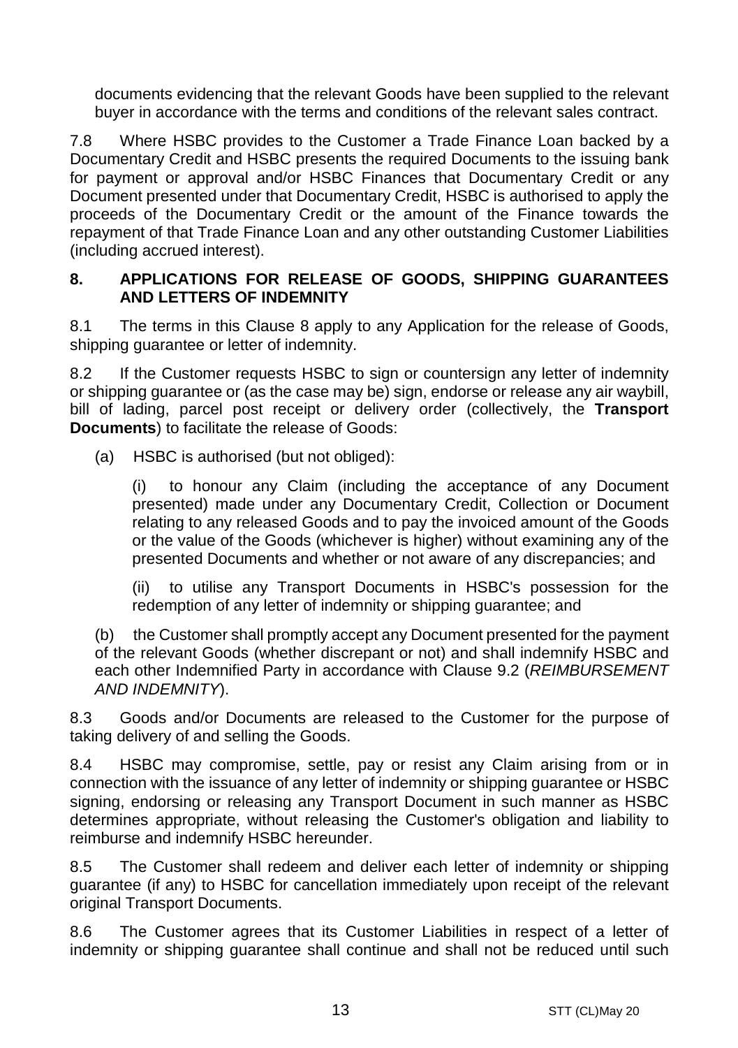documents evidencing that the relevant Goods have been supplied to the relevant buyer in accordance with the terms and conditions of the relevant sales contract.

7.8 Where HSBC provides to the Customer a Trade Finance Loan backed by a Documentary Credit and HSBC presents the required Documents to the issuing bank for payment or approval and/or HSBC Finances that Documentary Credit or any Document presented under that Documentary Credit, HSBC is authorised to apply the proceeds of the Documentary Credit or the amount of the Finance towards the repayment of that Trade Finance Loan and any other outstanding Customer Liabilities (including accrued interest).

## 8. APPLICATIONS FOR RELEASE OF GOODS, SHIPPING GUARANTEES AND LETTERS OF INDEMNITY

8.1 The terms in this Clause 8 apply to any Application for the release of Goods, shipping guarantee or letter of indemnity.

8.2 If the Customer requests HSBC to sign or countersign any letter of indemnity or shipping guarantee or (as the case may be) sign, endorse or release any air waybill, bill of lading, parcel post receipt or delivery order (collectively, the **Transport Documents**) to facilitate the release of Goods:

(a) HSBC is authorised (but not obliged):

(i) to honour any Claim (including the acceptance of any Document presented) made under any Documentary Credit, Collection or Document relating to any released Goods and to pay the invoiced amount of the Goods or the value of the Goods (whichever is higher) without examining any of the presented Documents and whether or not aware of any discrepancies; and

(ii) to utilise any Transport Documents in HSBC's possession for the redemption of any letter of indemnity or shipping guarantee; and

(b) the Customer shall promptly accept any Document presented for the payment of the relevant Goods (whether discrepant or not) and shall indemnify HSBC and each other Indemnified Party in accordance with Clause 9.2 (*REIMBURSEMENT AND INDEMNITY*).

8.3 Goods and/or Documents are released to the Customer for the purpose of taking delivery of and selling the Goods.

8.4 HSBC may compromise, settle, pay or resist any Claim arising from or in connection with the issuance of any letter of indemnity or shipping guarantee or HSBC signing, endorsing or releasing any Transport Document in such manner as HSBC determines appropriate, without releasing the Customer's obligation and liability to reimburse and indemnify HSBC hereunder.

8.5 The Customer shall redeem and deliver each letter of indemnity or shipping guarantee (if any) to HSBC for cancellation immediately upon receipt of the relevant original Transport Documents.

8.6 The Customer agrees that its Customer Liabilities in respect of a letter of indemnity or shipping guarantee shall continue and shall not be reduced until such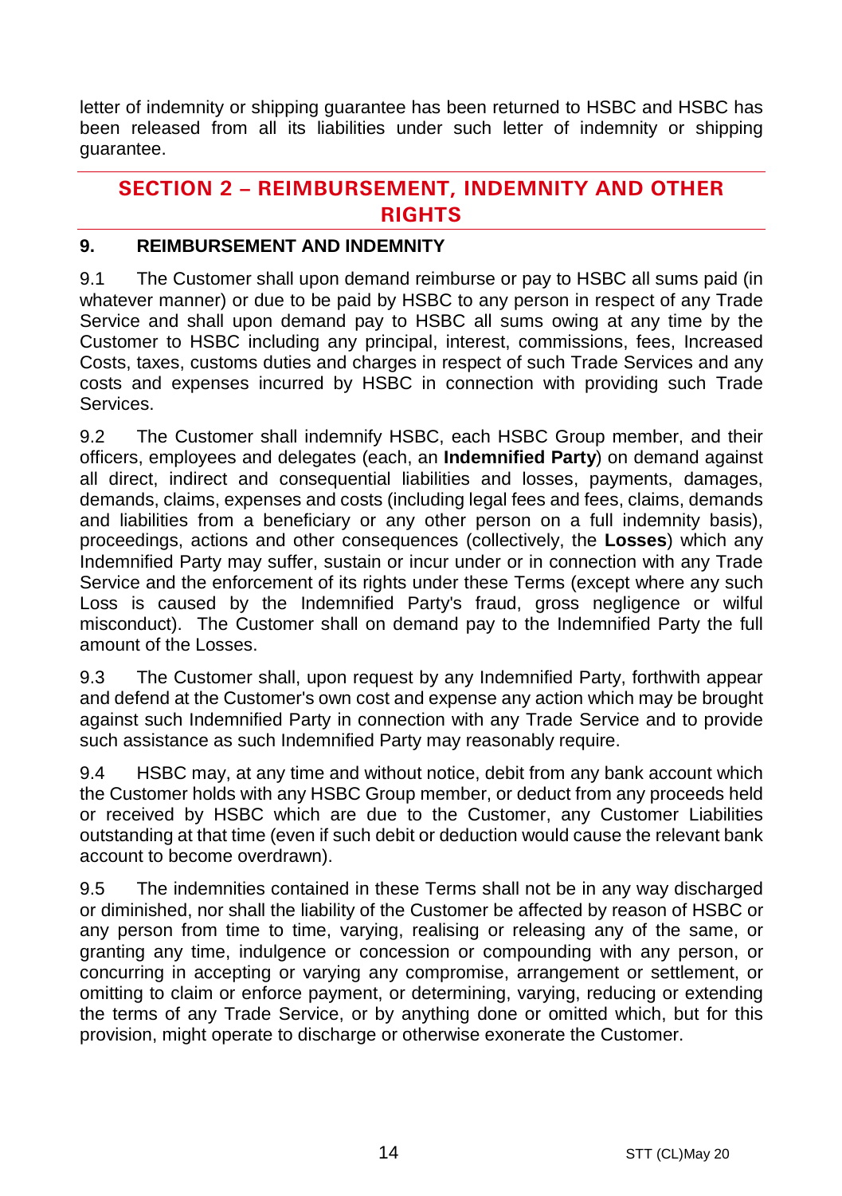letter of indemnity or shipping guarantee has been returned to HSBC and HSBC has been released from all its liabilities under such letter of indemnity or shipping guarantee.

## SECTION 2 – REIMBURSEMENT, INDEMNITY AND OTHER RIGHTS

### 9. REIMBURSEMENT AND INDEMNITY

9.1 The Customer shall upon demand reimburse or pay to HSBC all sums paid (in whatever manner) or due to be paid by HSBC to any person in respect of any Trade Service and shall upon demand pay to HSBC all sums owing at any time by the Customer to HSBC including any principal, interest, commissions, fees, Increased Costs, taxes, customs duties and charges in respect of such Trade Services and any costs and expenses incurred by HSBC in connection with providing such Trade Services.

9.2 The Customer shall indemnify HSBC, each HSBC Group member, and their officers, employees and delegates (each, an **Indemnified Party**) on demand against all direct, indirect and consequential liabilities and losses, payments, damages, demands, claims, expenses and costs (including legal fees and fees, claims, demands and liabilities from a beneficiary or any other person on a full indemnity basis), proceedings, actions and other consequences (collectively, the **Losses**) which any Indemnified Party may suffer, sustain or incur under or in connection with any Trade Service and the enforcement of its rights under these Terms (except where any such Loss is caused by the Indemnified Party's fraud, gross negligence or wilful misconduct). The Customer shall on demand pay to the Indemnified Party the full amount of the Losses.

9.3 The Customer shall, upon request by any Indemnified Party, forthwith appear and defend at the Customer's own cost and expense any action which may be brought against such Indemnified Party in connection with any Trade Service and to provide such assistance as such Indemnified Party may reasonably require.

9.4 HSBC may, at any time and without notice, debit from any bank account which the Customer holds with any HSBC Group member, or deduct from any proceeds held or received by HSBC which are due to the Customer, any Customer Liabilities outstanding at that time (even if such debit or deduction would cause the relevant bank account to become overdrawn).

9.5 The indemnities contained in these Terms shall not be in any way discharged or diminished, nor shall the liability of the Customer be affected by reason of HSBC or any person from time to time, varying, realising or releasing any of the same, or granting any time, indulgence or concession or compounding with any person, or concurring in accepting or varying any compromise, arrangement or settlement, or omitting to claim or enforce payment, or determining, varying, reducing or extending the terms of any Trade Service, or by anything done or omitted which, but for this provision, might operate to discharge or otherwise exonerate the Customer.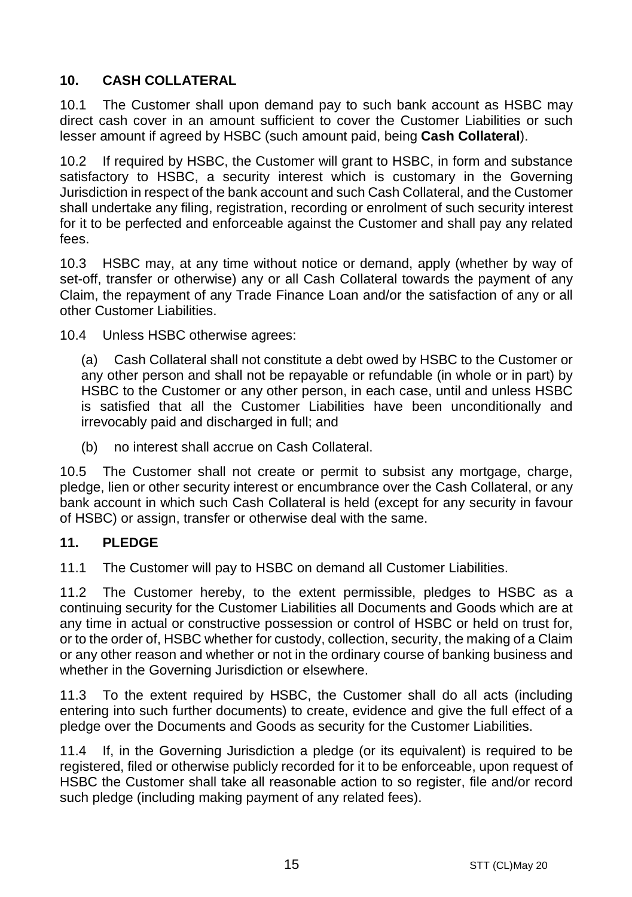## 10. CASH COLLATERAL

10.1 The Customer shall upon demand pay to such bank account as HSBC may direct cash cover in an amount sufficient to cover the Customer Liabilities or such lesser amount if agreed by HSBC (such amount paid, being **Cash Collateral**).

10.2 If required by HSBC, the Customer will grant to HSBC, in form and substance satisfactory to HSBC, a security interest which is customary in the Governing Jurisdiction in respect of the bank account and such Cash Collateral, and the Customer shall undertake any filing, registration, recording or enrolment of such security interest for it to be perfected and enforceable against the Customer and shall pay any related fees.

10.3 HSBC may, at any time without notice or demand, apply (whether by way of set-off, transfer or otherwise) any or all Cash Collateral towards the payment of any Claim, the repayment of any Trade Finance Loan and/or the satisfaction of any or all other Customer Liabilities.

10.4 Unless HSBC otherwise agrees:

(a) Cash Collateral shall not constitute a debt owed by HSBC to the Customer or any other person and shall not be repayable or refundable (in whole or in part) by HSBC to the Customer or any other person, in each case, until and unless HSBC is satisfied that all the Customer Liabilities have been unconditionally and irrevocably paid and discharged in full; and

(b) no interest shall accrue on Cash Collateral.

10.5 The Customer shall not create or permit to subsist any mortgage, charge, pledge, lien or other security interest or encumbrance over the Cash Collateral, or any bank account in which such Cash Collateral is held (except for any security in favour of HSBC) or assign, transfer or otherwise deal with the same.

## 11. PLEDGE

11.1 The Customer will pay to HSBC on demand all Customer Liabilities.

11.2 The Customer hereby, to the extent permissible, pledges to HSBC as a continuing security for the Customer Liabilities all Documents and Goods which are at any time in actual or constructive possession or control of HSBC or held on trust for, or to the order of, HSBC whether for custody, collection, security, the making of a Claim or any other reason and whether or not in the ordinary course of banking business and whether in the Governing Jurisdiction or elsewhere.

11.3 To the extent required by HSBC, the Customer shall do all acts (including entering into such further documents) to create, evidence and give the full effect of a pledge over the Documents and Goods as security for the Customer Liabilities.

11.4 If, in the Governing Jurisdiction a pledge (or its equivalent) is required to be registered, filed or otherwise publicly recorded for it to be enforceable, upon request of HSBC the Customer shall take all reasonable action to so register, file and/or record such pledge (including making payment of any related fees).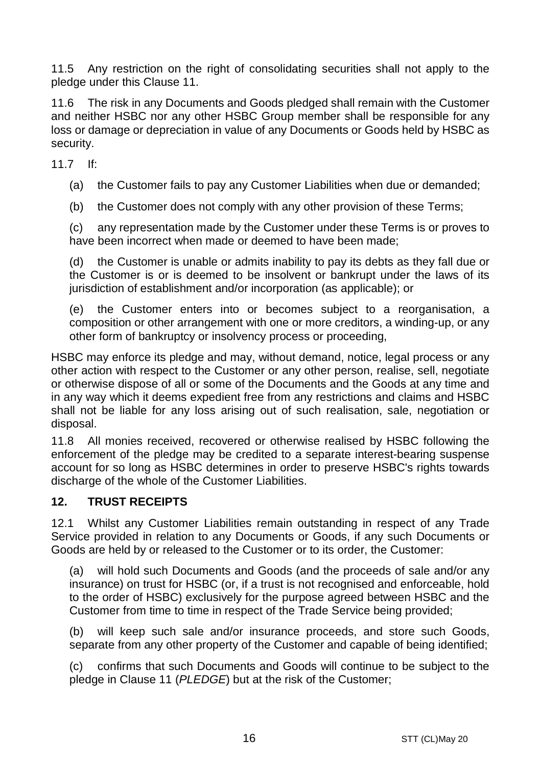11.5 Any restriction on the right of consolidating securities shall not apply to the pledge under this Clause 11.

11.6 The risk in any Documents and Goods pledged shall remain with the Customer and neither HSBC nor any other HSBC Group member shall be responsible for any loss or damage or depreciation in value of any Documents or Goods held by HSBC as security.

11.7 If:

(a) the Customer fails to pay any Customer Liabilities when due or demanded;

(b) the Customer does not comply with any other provision of these Terms;

(c) any representation made by the Customer under these Terms is or proves to have been incorrect when made or deemed to have been made;

(d) the Customer is unable or admits inability to pay its debts as they fall due or the Customer is or is deemed to be insolvent or bankrupt under the laws of its jurisdiction of establishment and/or incorporation (as applicable); or

(e) the Customer enters into or becomes subject to a reorganisation, a composition or other arrangement with one or more creditors, a winding-up, or any other form of bankruptcy or insolvency process or proceeding,

HSBC may enforce its pledge and may, without demand, notice, legal process or any other action with respect to the Customer or any other person, realise, sell, negotiate or otherwise dispose of all or some of the Documents and the Goods at any time and in any way which it deems expedient free from any restrictions and claims and HSBC shall not be liable for any loss arising out of such realisation, sale, negotiation or disposal.

11.8 All monies received, recovered or otherwise realised by HSBC following the enforcement of the pledge may be credited to a separate interest-bearing suspense account for so long as HSBC determines in order to preserve HSBC's rights towards discharge of the whole of the Customer Liabilities.

## 12. TRUST RECEIPTS

12.1 Whilst any Customer Liabilities remain outstanding in respect of any Trade Service provided in relation to any Documents or Goods, if any such Documents or Goods are held by or released to the Customer or to its order, the Customer:

(a) will hold such Documents and Goods (and the proceeds of sale and/or any insurance) on trust for HSBC (or, if a trust is not recognised and enforceable, hold to the order of HSBC) exclusively for the purpose agreed between HSBC and the Customer from time to time in respect of the Trade Service being provided;

(b) will keep such sale and/or insurance proceeds, and store such Goods, separate from any other property of the Customer and capable of being identified;

(c) confirms that such Documents and Goods will continue to be subject to the pledge in Clause 11 (*PLEDGE*) but at the risk of the Customer;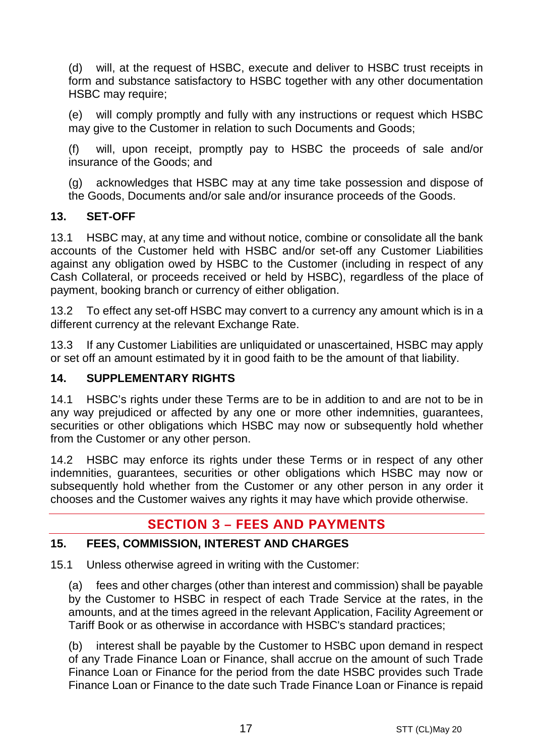(d) will, at the request of HSBC, execute and deliver to HSBC trust receipts in form and substance satisfactory to HSBC together with any other documentation HSBC may require;

(e) will comply promptly and fully with any instructions or request which HSBC may give to the Customer in relation to such Documents and Goods;

(f) will, upon receipt, promptly pay to HSBC the proceeds of sale and/or insurance of the Goods; and

(g) acknowledges that HSBC may at any time take possession and dispose of the Goods, Documents and/or sale and/or insurance proceeds of the Goods.

### 13. SET-OFF

13.1 HSBC may, at any time and without notice, combine or consolidate all the bank accounts of the Customer held with HSBC and/or set-off any Customer Liabilities against any obligation owed by HSBC to the Customer (including in respect of any Cash Collateral, or proceeds received or held by HSBC), regardless of the place of payment, booking branch or currency of either obligation.

13.2 To effect any set-off HSBC may convert to a currency any amount which is in a different currency at the relevant Exchange Rate.

13.3 If any Customer Liabilities are unliquidated or unascertained, HSBC may apply or set off an amount estimated by it in good faith to be the amount of that liability.

### 14. SUPPLEMENTARY RIGHTS

14.1 HSBC's rights under these Terms are to be in addition to and are not to be in any way prejudiced or affected by any one or more other indemnities, guarantees, securities or other obligations which HSBC may now or subsequently hold whether from the Customer or any other person.

14.2 HSBC may enforce its rights under these Terms or in respect of any other indemnities, guarantees, securities or other obligations which HSBC may now or subsequently hold whether from the Customer or any other person in any order it chooses and the Customer waives any rights it may have which provide otherwise.

## SECTION 3 – FEES AND PAYMENTS

### 15. FEES, COMMISSION, INTEREST AND CHARGES

15.1 Unless otherwise agreed in writing with the Customer:

(a) fees and other charges (other than interest and commission) shall be payable by the Customer to HSBC in respect of each Trade Service at the rates, in the amounts, and at the times agreed in the relevant Application, Facility Agreement or Tariff Book or as otherwise in accordance with HSBC's standard practices;

(b) interest shall be payable by the Customer to HSBC upon demand in respect of any Trade Finance Loan or Finance, shall accrue on the amount of such Trade Finance Loan or Finance for the period from the date HSBC provides such Trade Finance Loan or Finance to the date such Trade Finance Loan or Finance is repaid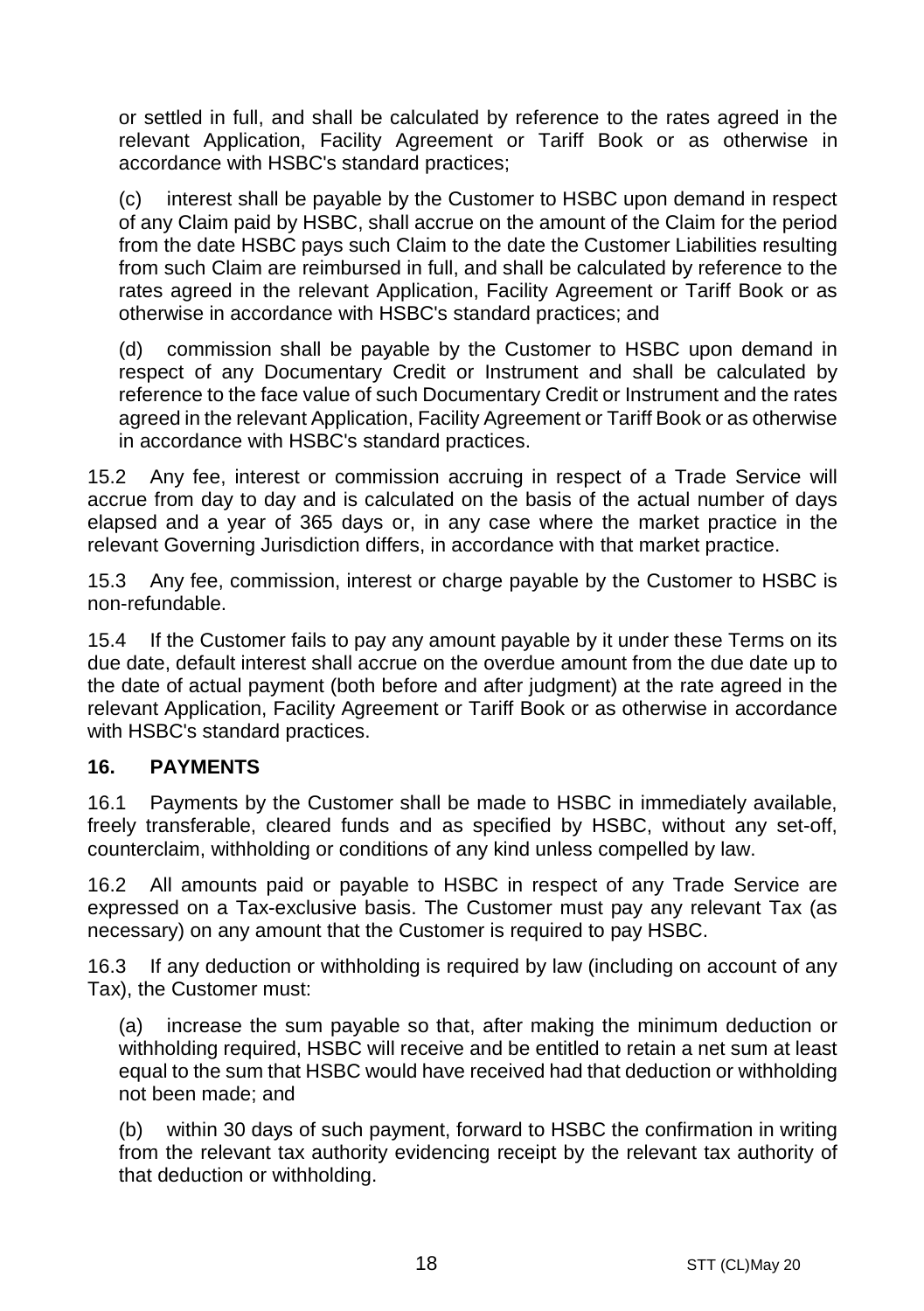or settled in full, and shall be calculated by reference to the rates agreed in the relevant Application, Facility Agreement or Tariff Book or as otherwise in accordance with HSBC's standard practices;

(c) interest shall be payable by the Customer to HSBC upon demand in respect of any Claim paid by HSBC, shall accrue on the amount of the Claim for the period from the date HSBC pays such Claim to the date the Customer Liabilities resulting from such Claim are reimbursed in full, and shall be calculated by reference to the rates agreed in the relevant Application, Facility Agreement or Tariff Book or as otherwise in accordance with HSBC's standard practices; and

(d) commission shall be payable by the Customer to HSBC upon demand in respect of any Documentary Credit or Instrument and shall be calculated by reference to the face value of such Documentary Credit or Instrument and the rates agreed in the relevant Application, Facility Agreement or Tariff Book or as otherwise in accordance with HSBC's standard practices.

15.2 Any fee, interest or commission accruing in respect of a Trade Service will accrue from day to day and is calculated on the basis of the actual number of days elapsed and a year of 365 days or, in any case where the market practice in the relevant Governing Jurisdiction differs, in accordance with that market practice.

15.3 Any fee, commission, interest or charge payable by the Customer to HSBC is non-refundable.

15.4 If the Customer fails to pay any amount payable by it under these Terms on its due date, default interest shall accrue on the overdue amount from the due date up to the date of actual payment (both before and after judgment) at the rate agreed in the relevant Application, Facility Agreement or Tariff Book or as otherwise in accordance with HSBC's standard practices.

## 16. PAYMENTS

16.1 Payments by the Customer shall be made to HSBC in immediately available, freely transferable, cleared funds and as specified by HSBC, without any set-off, counterclaim, withholding or conditions of any kind unless compelled by law.

16.2 All amounts paid or payable to HSBC in respect of any Trade Service are expressed on a Tax-exclusive basis. The Customer must pay any relevant Tax (as necessary) on any amount that the Customer is required to pay HSBC.

16.3 If any deduction or withholding is required by law (including on account of any Tax), the Customer must:

(a) increase the sum payable so that, after making the minimum deduction or withholding required, HSBC will receive and be entitled to retain a net sum at least equal to the sum that HSBC would have received had that deduction or withholding not been made; and

(b) within 30 days of such payment, forward to HSBC the confirmation in writing from the relevant tax authority evidencing receipt by the relevant tax authority of that deduction or withholding.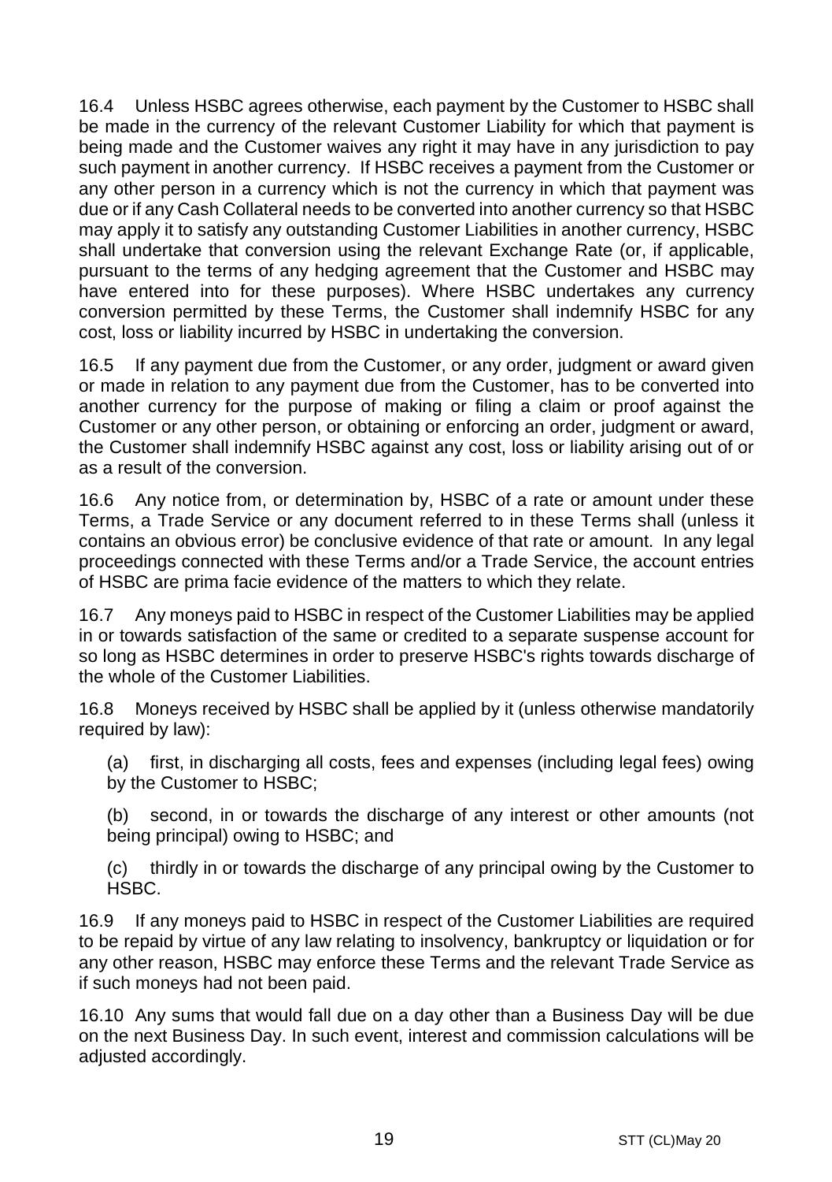16.4 Unless HSBC agrees otherwise, each payment by the Customer to HSBC shall be made in the currency of the relevant Customer Liability for which that payment is being made and the Customer waives any right it may have in any jurisdiction to pay such payment in another currency. If HSBC receives a payment from the Customer or any other person in a currency which is not the currency in which that payment was due or if any Cash Collateral needs to be converted into another currency so that HSBC may apply it to satisfy any outstanding Customer Liabilities in another currency, HSBC shall undertake that conversion using the relevant Exchange Rate (or, if applicable, pursuant to the terms of any hedging agreement that the Customer and HSBC may have entered into for these purposes). Where HSBC undertakes any currency conversion permitted by these Terms, the Customer shall indemnify HSBC for any cost, loss or liability incurred by HSBC in undertaking the conversion.

16.5 If any payment due from the Customer, or any order, judgment or award given or made in relation to any payment due from the Customer, has to be converted into another currency for the purpose of making or filing a claim or proof against the Customer or any other person, or obtaining or enforcing an order, judgment or award, the Customer shall indemnify HSBC against any cost, loss or liability arising out of or as a result of the conversion.

16.6 Any notice from, or determination by, HSBC of a rate or amount under these Terms, a Trade Service or any document referred to in these Terms shall (unless it contains an obvious error) be conclusive evidence of that rate or amount. In any legal proceedings connected with these Terms and/or a Trade Service, the account entries of HSBC are prima facie evidence of the matters to which they relate.

16.7 Any moneys paid to HSBC in respect of the Customer Liabilities may be applied in or towards satisfaction of the same or credited to a separate suspense account for so long as HSBC determines in order to preserve HSBC's rights towards discharge of the whole of the Customer Liabilities.

16.8 Moneys received by HSBC shall be applied by it (unless otherwise mandatorily required by law):

(a) first, in discharging all costs, fees and expenses (including legal fees) owing by the Customer to HSBC;

(b) second, in or towards the discharge of any interest or other amounts (not being principal) owing to HSBC; and

(c) thirdly in or towards the discharge of any principal owing by the Customer to HSBC.

16.9 If any moneys paid to HSBC in respect of the Customer Liabilities are required to be repaid by virtue of any law relating to insolvency, bankruptcy or liquidation or for any other reason, HSBC may enforce these Terms and the relevant Trade Service as if such moneys had not been paid.

16.10 Any sums that would fall due on a day other than a Business Day will be due on the next Business Day. In such event, interest and commission calculations will be adjusted accordingly.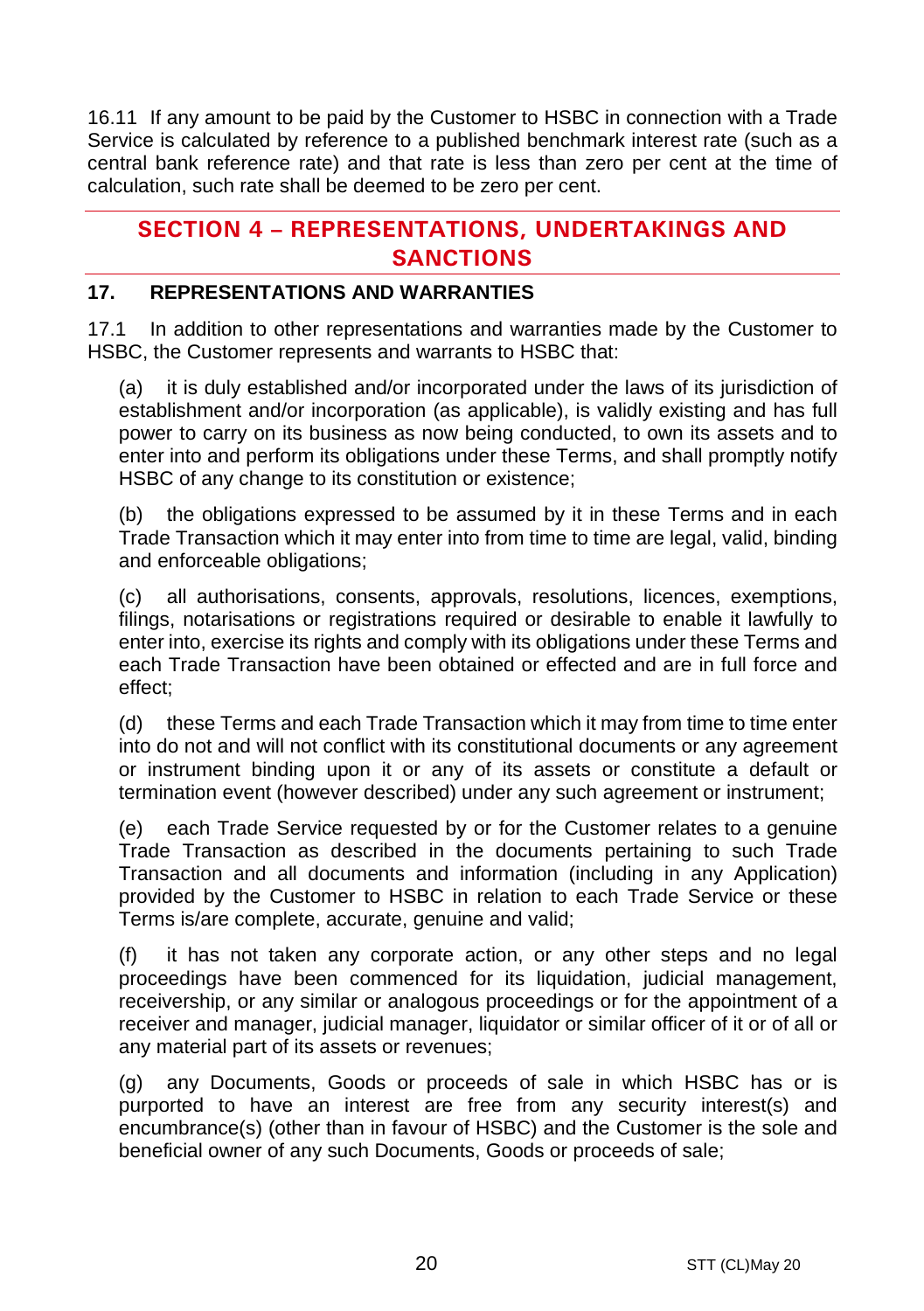16.11 If any amount to be paid by the Customer to HSBC in connection with a Trade Service is calculated by reference to a published benchmark interest rate (such as a central bank reference rate) and that rate is less than zero per cent at the time of calculation, such rate shall be deemed to be zero per cent.

## SECTION 4 – REPRESENTATIONS, UNDERTAKINGS AND SANCTIONS

### 17. REPRESENTATIONS AND WARRANTIES

17.1 In addition to other representations and warranties made by the Customer to HSBC, the Customer represents and warrants to HSBC that:

(a) it is duly established and/or incorporated under the laws of its jurisdiction of establishment and/or incorporation (as applicable), is validly existing and has full power to carry on its business as now being conducted, to own its assets and to enter into and perform its obligations under these Terms, and shall promptly notify HSBC of any change to its constitution or existence;

(b) the obligations expressed to be assumed by it in these Terms and in each Trade Transaction which it may enter into from time to time are legal, valid, binding and enforceable obligations;

(c) all authorisations, consents, approvals, resolutions, licences, exemptions, filings, notarisations or registrations required or desirable to enable it lawfully to enter into, exercise its rights and comply with its obligations under these Terms and each Trade Transaction have been obtained or effected and are in full force and effect;

(d) these Terms and each Trade Transaction which it may from time to time enter into do not and will not conflict with its constitutional documents or any agreement or instrument binding upon it or any of its assets or constitute a default or termination event (however described) under any such agreement or instrument;

(e) each Trade Service requested by or for the Customer relates to a genuine Trade Transaction as described in the documents pertaining to such Trade Transaction and all documents and information (including in any Application) provided by the Customer to HSBC in relation to each Trade Service or these Terms is/are complete, accurate, genuine and valid;

(f) it has not taken any corporate action, or any other steps and no legal proceedings have been commenced for its liquidation, judicial management, receivership, or any similar or analogous proceedings or for the appointment of a receiver and manager, judicial manager, liquidator or similar officer of it or of all or any material part of its assets or revenues;

(g) any Documents, Goods or proceeds of sale in which HSBC has or is purported to have an interest are free from any security interest(s) and encumbrance(s) (other than in favour of HSBC) and the Customer is the sole and beneficial owner of any such Documents, Goods or proceeds of sale;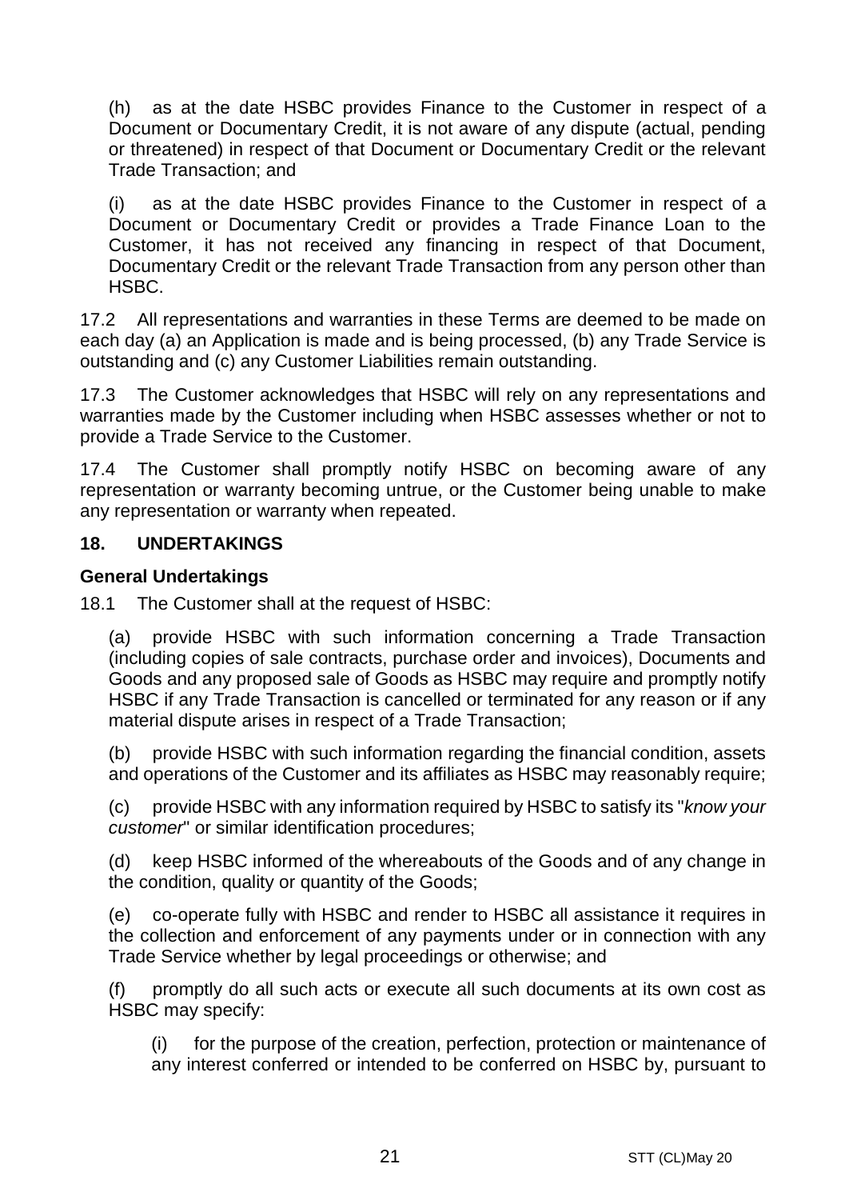(h) as at the date HSBC provides Finance to the Customer in respect of a Document or Documentary Credit, it is not aware of any dispute (actual, pending or threatened) in respect of that Document or Documentary Credit or the relevant Trade Transaction; and

(i) as at the date HSBC provides Finance to the Customer in respect of a Document or Documentary Credit or provides a Trade Finance Loan to the Customer, it has not received any financing in respect of that Document, Documentary Credit or the relevant Trade Transaction from any person other than HSBC.

17.2 All representations and warranties in these Terms are deemed to be made on each day (a) an Application is made and is being processed, (b) any Trade Service is outstanding and (c) any Customer Liabilities remain outstanding.

17.3 The Customer acknowledges that HSBC will rely on any representations and warranties made by the Customer including when HSBC assesses whether or not to provide a Trade Service to the Customer.

17.4 The Customer shall promptly notify HSBC on becoming aware of any representation or warranty becoming untrue, or the Customer being unable to make any representation or warranty when repeated.

## 18. UNDERTAKINGS

### General Undertakings

18.1 The Customer shall at the request of HSBC:

(a) provide HSBC with such information concerning a Trade Transaction (including copies of sale contracts, purchase order and invoices), Documents and Goods and any proposed sale of Goods as HSBC may require and promptly notify HSBC if any Trade Transaction is cancelled or terminated for any reason or if any material dispute arises in respect of a Trade Transaction;

(b) provide HSBC with such information regarding the financial condition, assets and operations of the Customer and its affiliates as HSBC may reasonably require;

(c) provide HSBC with any information required by HSBC to satisfy its "*know your customer*" or similar identification procedures;

(d) keep HSBC informed of the whereabouts of the Goods and of any change in the condition, quality or quantity of the Goods;

(e) co-operate fully with HSBC and render to HSBC all assistance it requires in the collection and enforcement of any payments under or in connection with any Trade Service whether by legal proceedings or otherwise; and

(f) promptly do all such acts or execute all such documents at its own cost as HSBC may specify:

(i) for the purpose of the creation, perfection, protection or maintenance of any interest conferred or intended to be conferred on HSBC by, pursuant to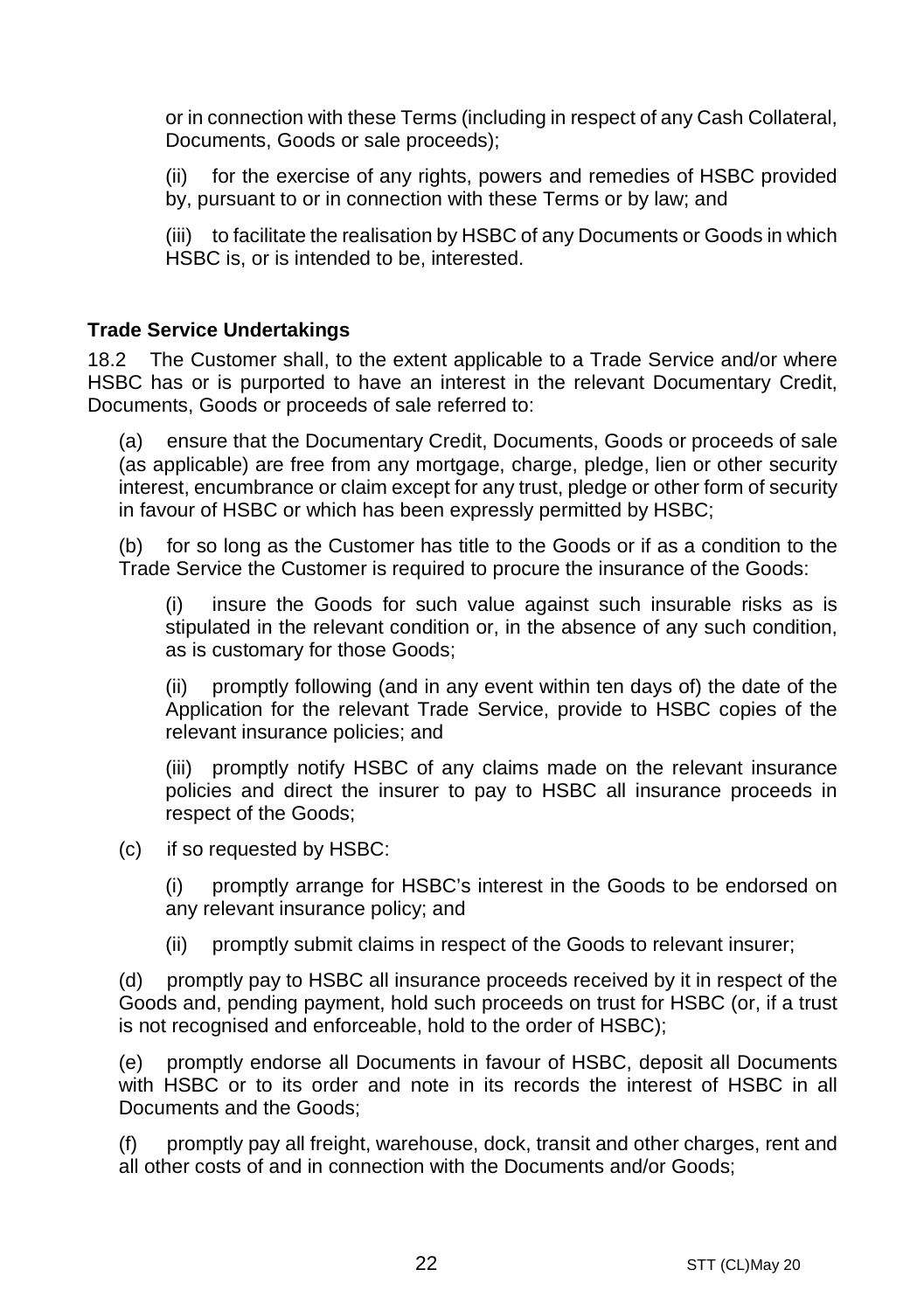or in connection with these Terms (including in respect of any Cash Collateral, Documents, Goods or sale proceeds);

(ii) for the exercise of any rights, powers and remedies of HSBC provided by, pursuant to or in connection with these Terms or by law; and

(iii) to facilitate the realisation by HSBC of any Documents or Goods in which HSBC is, or is intended to be, interested.

**Trade Service Undertakings**

18.2 The Customer shall, to the extent applicable to a Trade Service and/or where HSBC has or is purported to have an interest in the relevant Documentary Credit, Documents, Goods or proceeds of sale referred to:

(a) ensure that the Documentary Credit, Documents, Goods or proceeds of sale (as applicable) are free from any mortgage, charge, pledge, lien or other security interest, encumbrance or claim except for any trust, pledge or other form of security in favour of HSBC or which has been expressly permitted by HSBC;

(b) for so long as the Customer has title to the Goods or if as a condition to the Trade Service the Customer is required to procure the insurance of the Goods:

(i) insure the Goods for such value against such insurable risks as is stipulated in the relevant condition or, in the absence of any such condition, as is customary for those Goods;

(ii) promptly following (and in any event within ten days of) the date of the Application for the relevant Trade Service, provide to HSBC copies of the relevant insurance policies; and

(iii) promptly notify HSBC of any claims made on the relevant insurance policies and direct the insurer to pay to HSBC all insurance proceeds in respect of the Goods;

(c) if so requested by HSBC:

(i) promptly arrange for HSBC's interest in the Goods to be endorsed on any relevant insurance policy; and

(ii) promptly submit claims in respect of the Goods to relevant insurer;

(d) promptly pay to HSBC all insurance proceeds received by it in respect of the Goods and, pending payment, hold such proceeds on trust for HSBC (or, if a trust is not recognised and enforceable, hold to the order of HSBC);

(e) promptly endorse all Documents in favour of HSBC, deposit all Documents with HSBC or to its order and note in its records the interest of HSBC in all Documents and the Goods;

(f) promptly pay all freight, warehouse, dock, transit and other charges, rent and all other costs of and in connection with the Documents and/or Goods;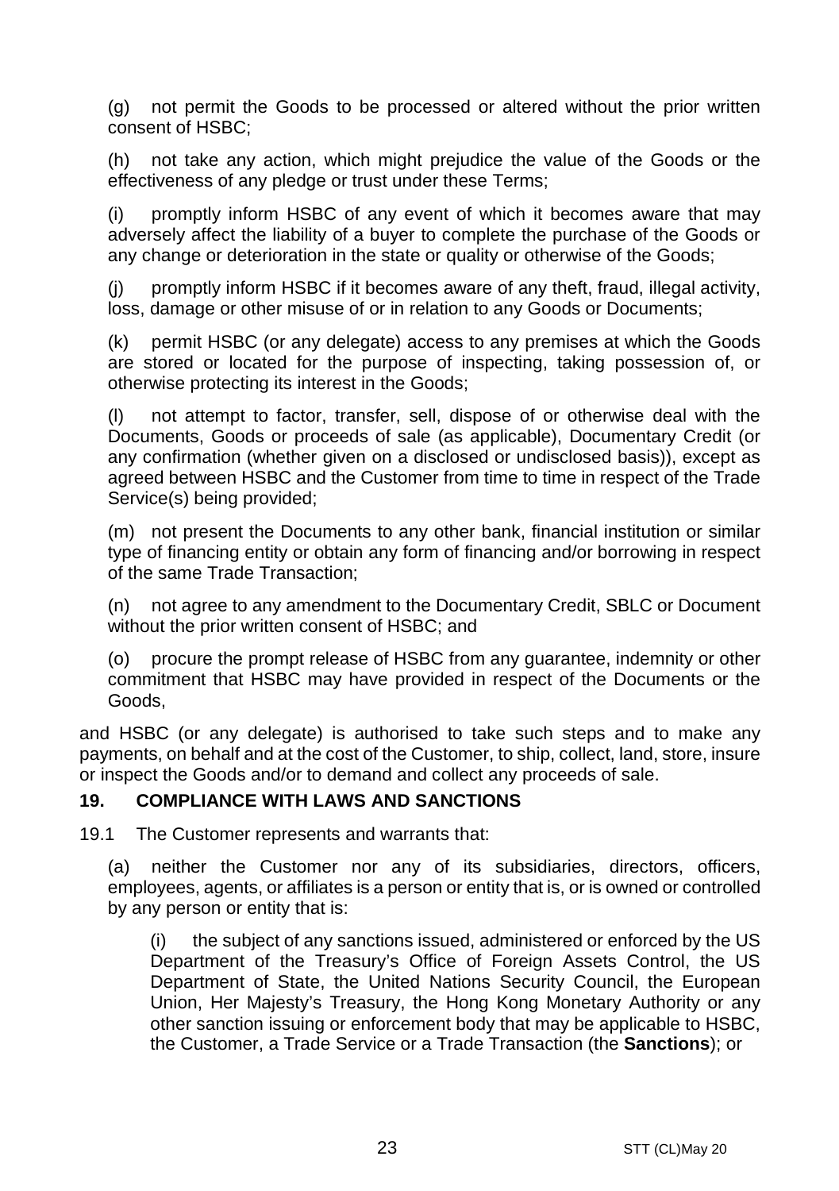(g) not permit the Goods to be processed or altered without the prior written consent of HSBC;

(h) not take any action, which might prejudice the value of the Goods or the effectiveness of any pledge or trust under these Terms;

(i) promptly inform HSBC of any event of which it becomes aware that may adversely affect the liability of a buyer to complete the purchase of the Goods or any change or deterioration in the state or quality or otherwise of the Goods;

(j) promptly inform HSBC if it becomes aware of any theft, fraud, illegal activity, loss, damage or other misuse of or in relation to any Goods or Documents;

(k) permit HSBC (or any delegate) access to any premises at which the Goods are stored or located for the purpose of inspecting, taking possession of, or otherwise protecting its interest in the Goods;

(l) not attempt to factor, transfer, sell, dispose of or otherwise deal with the Documents, Goods or proceeds of sale (as applicable), Documentary Credit (or any confirmation (whether given on a disclosed or undisclosed basis)), except as agreed between HSBC and the Customer from time to time in respect of the Trade Service(s) being provided;

(m) not present the Documents to any other bank, financial institution or similar type of financing entity or obtain any form of financing and/or borrowing in respect of the same Trade Transaction;

(n) not agree to any amendment to the Documentary Credit, SBLC or Document without the prior written consent of HSBC; and

(o) procure the prompt release of HSBC from any guarantee, indemnity or other commitment that HSBC may have provided in respect of the Documents or the Goods,

and HSBC (or any delegate) is authorised to take such steps and to make any payments, on behalf and at the cost of the Customer, to ship, collect, land, store, insure or inspect the Goods and/or to demand and collect any proceeds of sale.

## 19. COMPLIANCE WITH LAWS AND SANCTIONS

19.1 The Customer represents and warrants that:

(a) neither the Customer nor any of its subsidiaries, directors, officers, employees, agents, or affiliates is a person or entity that is, or is owned or controlled by any person or entity that is:

(i) the subject of any sanctions issued, administered or enforced by the US Department of the Treasury's Office of Foreign Assets Control, the US Department of State, the United Nations Security Council, the European Union, Her Majesty's Treasury, the Hong Kong Monetary Authority or any other sanction issuing or enforcement body that may be applicable to HSBC, the Customer, a Trade Service or a Trade Transaction (the **Sanctions**); or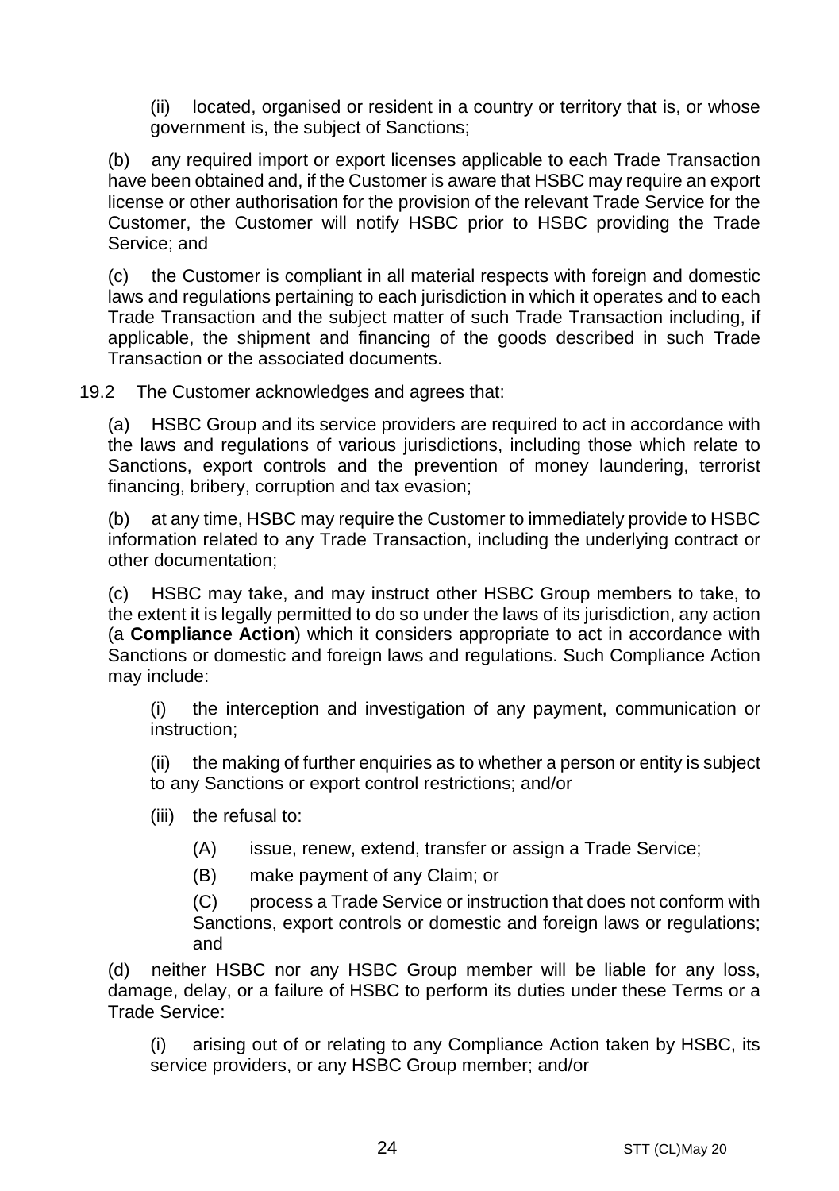(ii) located, organised or resident in a country or territory that is, or whose government is, the subject of Sanctions;

(b) any required import or export licenses applicable to each Trade Transaction have been obtained and, if the Customer is aware that HSBC may require an export license or other authorisation for the provision of the relevant Trade Service for the Customer, the Customer will notify HSBC prior to HSBC providing the Trade Service; and

(c) the Customer is compliant in all material respects with foreign and domestic laws and regulations pertaining to each jurisdiction in which it operates and to each Trade Transaction and the subject matter of such Trade Transaction including, if applicable, the shipment and financing of the goods described in such Trade Transaction or the associated documents.

19.2 The Customer acknowledges and agrees that:

(a) HSBC Group and its service providers are required to act in accordance with the laws and regulations of various jurisdictions, including those which relate to Sanctions, export controls and the prevention of money laundering, terrorist financing, bribery, corruption and tax evasion;

(b) at any time, HSBC may require the Customer to immediately provide to HSBC information related to any Trade Transaction, including the underlying contract or other documentation;

(c) HSBC may take, and may instruct other HSBC Group members to take, to the extent it is legally permitted to do so under the laws of its jurisdiction, any action (a **Compliance Action**) which it considers appropriate to act in accordance with Sanctions or domestic and foreign laws and regulations. Such Compliance Action may include:

(i) the interception and investigation of any payment, communication or instruction;

(ii) the making of further enquiries as to whether a person or entity is subject to any Sanctions or export control restrictions; and/or

(iii) the refusal to:

(A) issue, renew, extend, transfer or assign a Trade Service;

(B) make payment of any Claim; or

(C) process a Trade Service or instruction that does not conform with Sanctions, export controls or domestic and foreign laws or regulations; and

(d) neither HSBC nor any HSBC Group member will be liable for any loss, damage, delay, or a failure of HSBC to perform its duties under these Terms or a Trade Service:

(i) arising out of or relating to any Compliance Action taken by HSBC, its service providers, or any HSBC Group member; and/or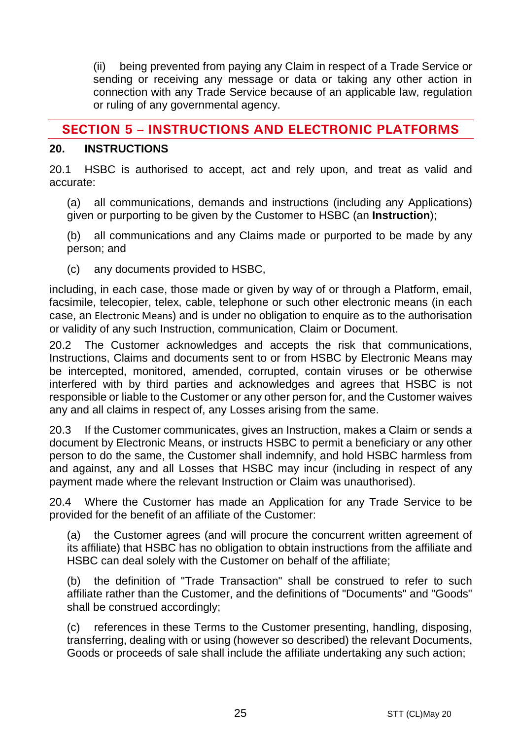(ii) being prevented from paying any Claim in respect of a Trade Service or sending or receiving any message or data or taking any other action in connection with any Trade Service because of an applicable law, regulation or ruling of any governmental agency.

## SECTION 5 – INSTRUCTIONS AND ELECTRONIC PLATFORMS

### 20. INSTRUCTIONS

20.1 HSBC is authorised to accept, act and rely upon, and treat as valid and accurate:

(a) all communications, demands and instructions (including any Applications) given or purporting to be given by the Customer to HSBC (an **Instruction**);

(b) all communications and any Claims made or purported to be made by any person; and

(c) any documents provided to HSBC,

including, in each case, those made or given by way of or through a Platform, email, facsimile, telecopier, telex, cable, telephone or such other electronic means (in each case, an Electronic Means) and is under no obligation to enquire as to the authorisation or validity of any such Instruction, communication, Claim or Document.

20.2 The Customer acknowledges and accepts the risk that communications, Instructions, Claims and documents sent to or from HSBC by Electronic Means may be intercepted, monitored, amended, corrupted, contain viruses or be otherwise interfered with by third parties and acknowledges and agrees that HSBC is not responsible or liable to the Customer or any other person for, and the Customer waives any and all claims in respect of, any Losses arising from the same.

20.3 If the Customer communicates, gives an Instruction, makes a Claim or sends a document by Electronic Means, or instructs HSBC to permit a beneficiary or any other person to do the same, the Customer shall indemnify, and hold HSBC harmless from and against, any and all Losses that HSBC may incur (including in respect of any payment made where the relevant Instruction or Claim was unauthorised).

20.4 Where the Customer has made an Application for any Trade Service to be provided for the benefit of an affiliate of the Customer:

(a) the Customer agrees (and will procure the concurrent written agreement of its affiliate) that HSBC has no obligation to obtain instructions from the affiliate and HSBC can deal solely with the Customer on behalf of the affiliate;

(b) the definition of "Trade Transaction" shall be construed to refer to such affiliate rather than the Customer, and the definitions of "Documents" and "Goods" shall be construed accordingly;

(c) references in these Terms to the Customer presenting, handling, disposing, transferring, dealing with or using (however so described) the relevant Documents, Goods or proceeds of sale shall include the affiliate undertaking any such action;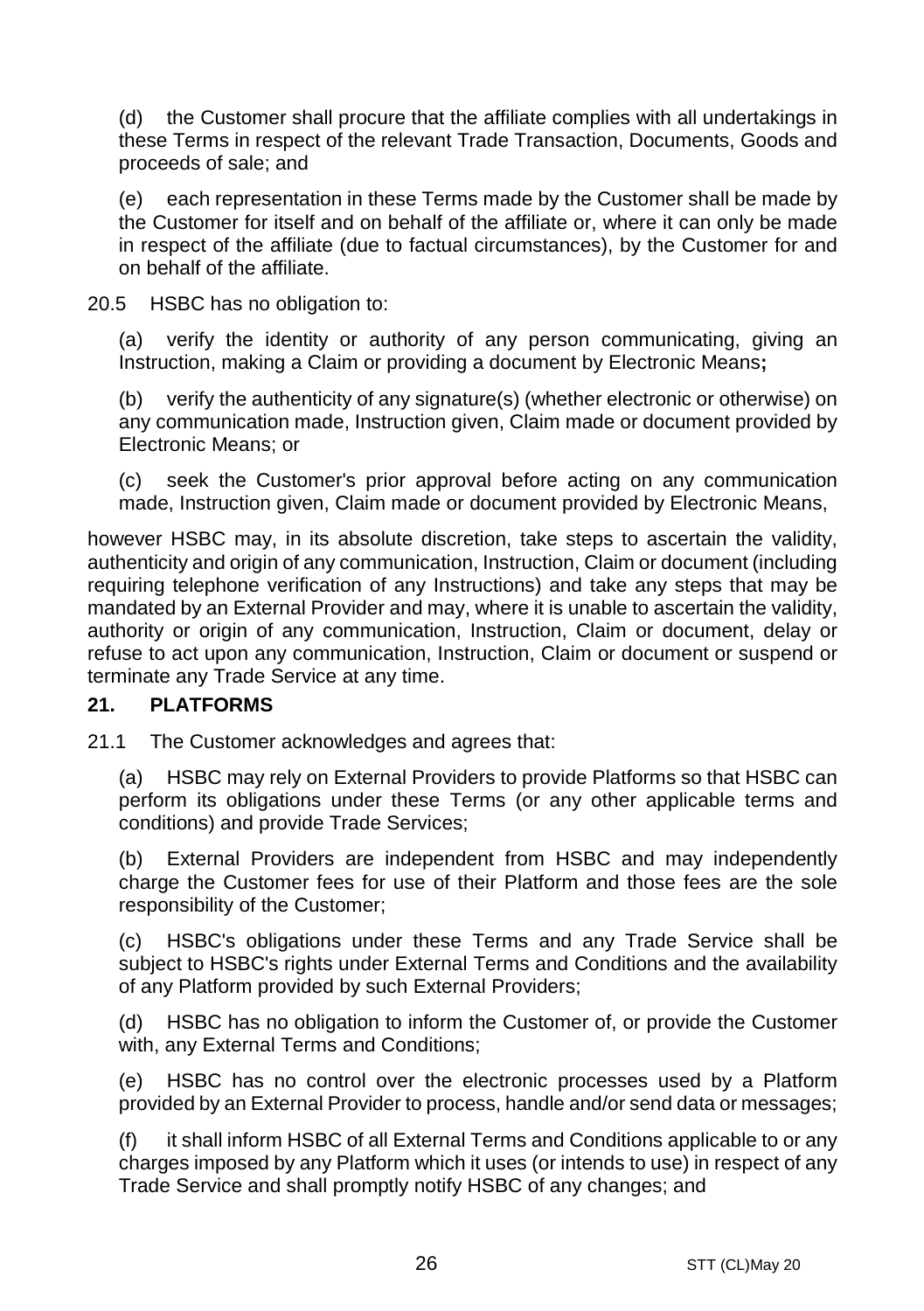(d) the Customer shall procure that the affiliate complies with all undertakings in these Terms in respect of the relevant Trade Transaction, Documents, Goods and proceeds of sale; and

(e) each representation in these Terms made by the Customer shall be made by the Customer for itself and on behalf of the affiliate or, where it can only be made in respect of the affiliate (due to factual circumstances), by the Customer for and on behalf of the affiliate.

20.5 HSBC has no obligation to:

(a) verify the identity or authority of any person communicating, giving an Instruction, making a Claim or providing a document by Electronic Means**;**

(b) verify the authenticity of any signature(s) (whether electronic or otherwise) on any communication made, Instruction given, Claim made or document provided by Electronic Means; or

(c) seek the Customer's prior approval before acting on any communication made, Instruction given, Claim made or document provided by Electronic Means,

however HSBC may, in its absolute discretion, take steps to ascertain the validity, authenticity and origin of any communication, Instruction, Claim or document (including requiring telephone verification of any Instructions) and take any steps that may be mandated by an External Provider and may, where it is unable to ascertain the validity, authority or origin of any communication, Instruction, Claim or document, delay or refuse to act upon any communication, Instruction, Claim or document or suspend or terminate any Trade Service at any time.

## 21. PLATFORMS

21.1 The Customer acknowledges and agrees that:

(a) HSBC may rely on External Providers to provide Platforms so that HSBC can perform its obligations under these Terms (or any other applicable terms and conditions) and provide Trade Services;

(b) External Providers are independent from HSBC and may independently charge the Customer fees for use of their Platform and those fees are the sole responsibility of the Customer;

(c) HSBC's obligations under these Terms and any Trade Service shall be subject to HSBC's rights under External Terms and Conditions and the availability of any Platform provided by such External Providers;

(d) HSBC has no obligation to inform the Customer of, or provide the Customer with, any External Terms and Conditions;

(e) HSBC has no control over the electronic processes used by a Platform provided by an External Provider to process, handle and/or send data or messages;

(f) it shall inform HSBC of all External Terms and Conditions applicable to or any charges imposed by any Platform which it uses (or intends to use) in respect of any Trade Service and shall promptly notify HSBC of any changes; and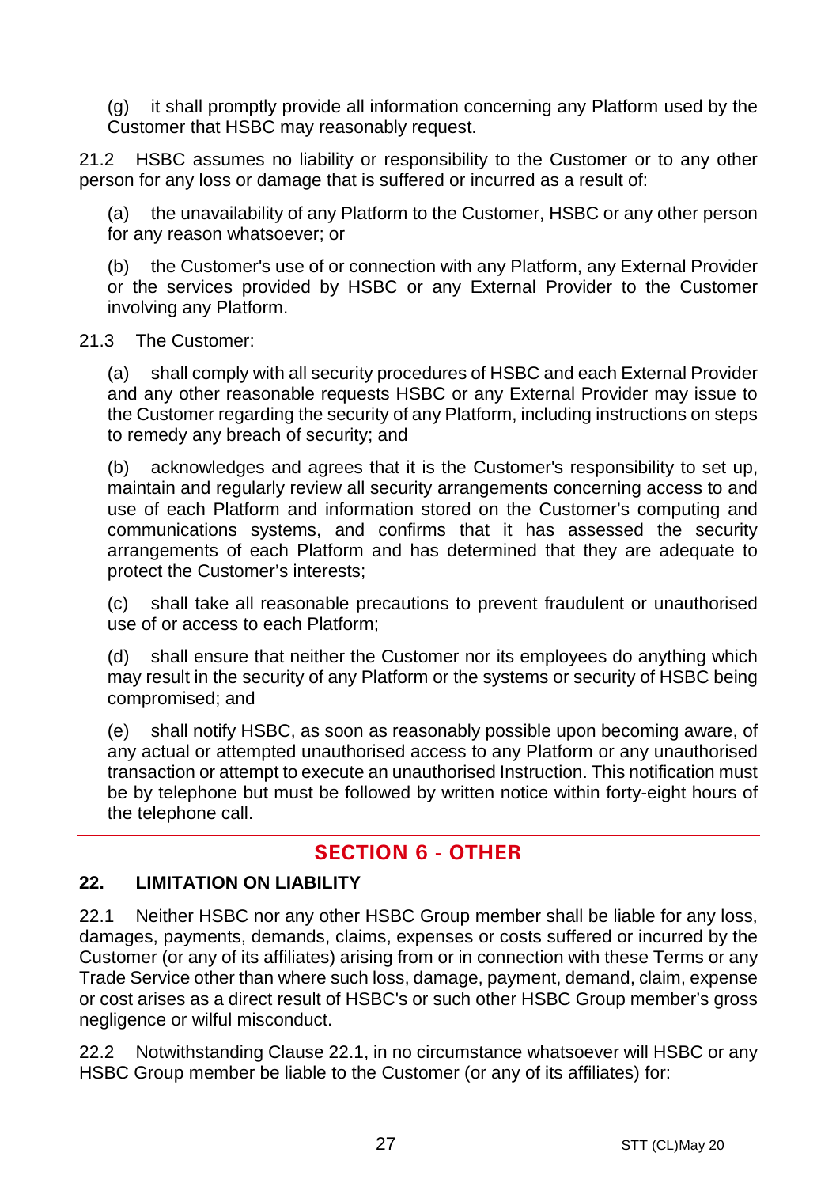(g) it shall promptly provide all information concerning any Platform used by the Customer that HSBC may reasonably request.

21.2 HSBC assumes no liability or responsibility to the Customer or to any other person for any loss or damage that is suffered or incurred as a result of:

(a) the unavailability of any Platform to the Customer, HSBC or any other person for any reason whatsoever; or

(b) the Customer's use of or connection with any Platform, any External Provider or the services provided by HSBC or any External Provider to the Customer involving any Platform.

21.3 The Customer:

(a) shall comply with all security procedures of HSBC and each External Provider and any other reasonable requests HSBC or any External Provider may issue to the Customer regarding the security of any Platform, including instructions on steps to remedy any breach of security; and

(b) acknowledges and agrees that it is the Customer's responsibility to set up, maintain and regularly review all security arrangements concerning access to and use of each Platform and information stored on the Customer's computing and communications systems, and confirms that it has assessed the security arrangements of each Platform and has determined that they are adequate to protect the Customer's interests;

(c) shall take all reasonable precautions to prevent fraudulent or unauthorised use of or access to each Platform;

(d) shall ensure that neither the Customer nor its employees do anything which may result in the security of any Platform or the systems or security of HSBC being compromised; and

(e) shall notify HSBC, as soon as reasonably possible upon becoming aware, of any actual or attempted unauthorised access to any Platform or any unauthorised transaction or attempt to execute an unauthorised Instruction. This notification must be by telephone but must be followed by written notice within forty-eight hours of the telephone call.

## SECTION 6 - OTHER

### 22. LIMITATION ON LIABILITY

22.1 Neither HSBC nor any other HSBC Group member shall be liable for any loss, damages, payments, demands, claims, expenses or costs suffered or incurred by the Customer (or any of its affiliates) arising from or in connection with these Terms or any Trade Service other than where such loss, damage, payment, demand, claim, expense or cost arises as a direct result of HSBC's or such other HSBC Group member's gross negligence or wilful misconduct.

22.2 Notwithstanding Clause 22.1, in no circumstance whatsoever will HSBC or any HSBC Group member be liable to the Customer (or any of its affiliates) for: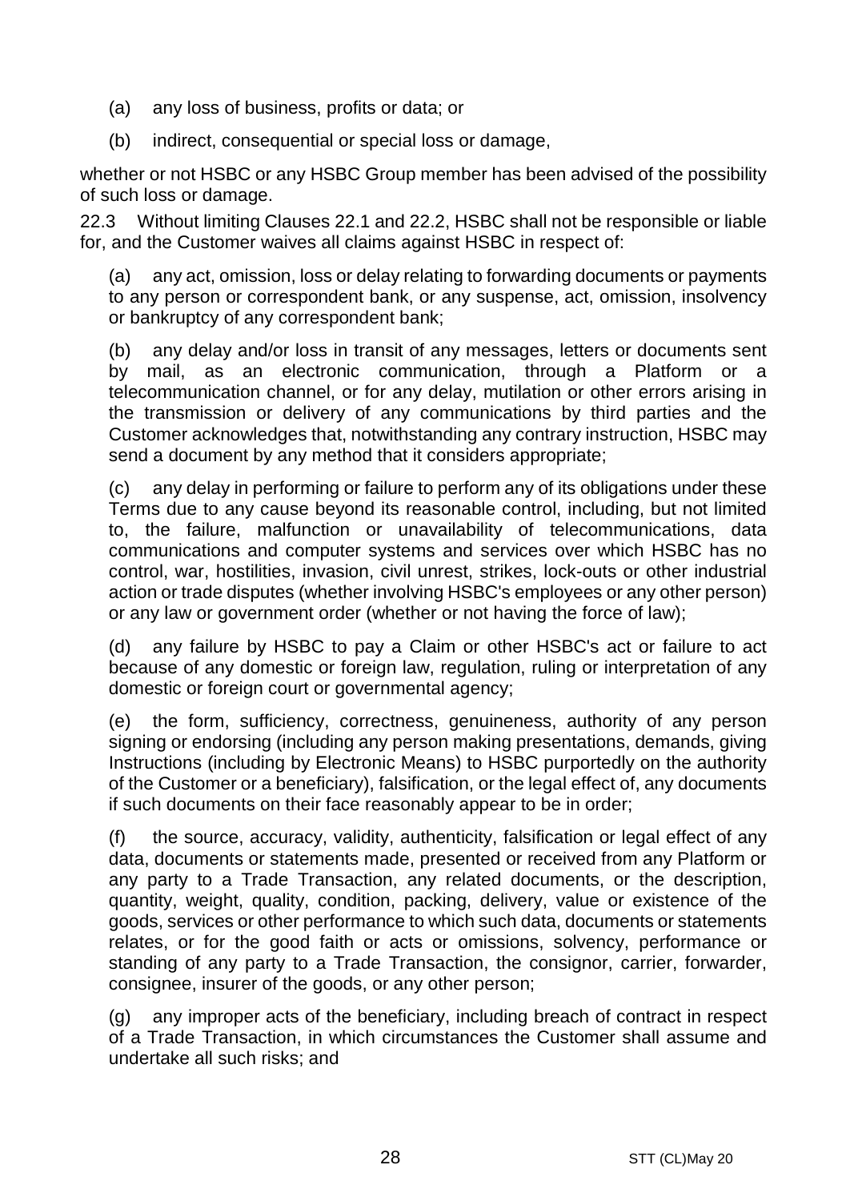(a) any loss of business, profits or data; or

(b) indirect, consequential or special loss or damage,

whether or not HSBC or any HSBC Group member has been advised of the possibility of such loss or damage.

22.3 Without limiting Clauses 22.1 and 22.2, HSBC shall not be responsible or liable for, and the Customer waives all claims against HSBC in respect of:

(a) any act, omission, loss or delay relating to forwarding documents or payments to any person or correspondent bank, or any suspense, act, omission, insolvency or bankruptcy of any correspondent bank;

(b) any delay and/or loss in transit of any messages, letters or documents sent by mail, as an electronic communication, through a Platform or a telecommunication channel, or for any delay, mutilation or other errors arising in the transmission or delivery of any communications by third parties and the Customer acknowledges that, notwithstanding any contrary instruction, HSBC may send a document by any method that it considers appropriate;

(c) any delay in performing or failure to perform any of its obligations under these Terms due to any cause beyond its reasonable control, including, but not limited to, the failure, malfunction or unavailability of telecommunications, data communications and computer systems and services over which HSBC has no control, war, hostilities, invasion, civil unrest, strikes, lock-outs or other industrial action or trade disputes (whether involving HSBC's employees or any other person) or any law or government order (whether or not having the force of law);

(d) any failure by HSBC to pay a Claim or other HSBC's act or failure to act because of any domestic or foreign law, regulation, ruling or interpretation of any domestic or foreign court or governmental agency;

(e) the form, sufficiency, correctness, genuineness, authority of any person signing or endorsing (including any person making presentations, demands, giving Instructions (including by Electronic Means) to HSBC purportedly on the authority of the Customer or a beneficiary), falsification, or the legal effect of, any documents if such documents on their face reasonably appear to be in order;

(f) the source, accuracy, validity, authenticity, falsification or legal effect of any data, documents or statements made, presented or received from any Platform or any party to a Trade Transaction, any related documents, or the description, quantity, weight, quality, condition, packing, delivery, value or existence of the goods, services or other performance to which such data, documents or statements relates, or for the good faith or acts or omissions, solvency, performance or standing of any party to a Trade Transaction, the consignor, carrier, forwarder, consignee, insurer of the goods, or any other person;

(g) any improper acts of the beneficiary, including breach of contract in respect of a Trade Transaction, in which circumstances the Customer shall assume and undertake all such risks; and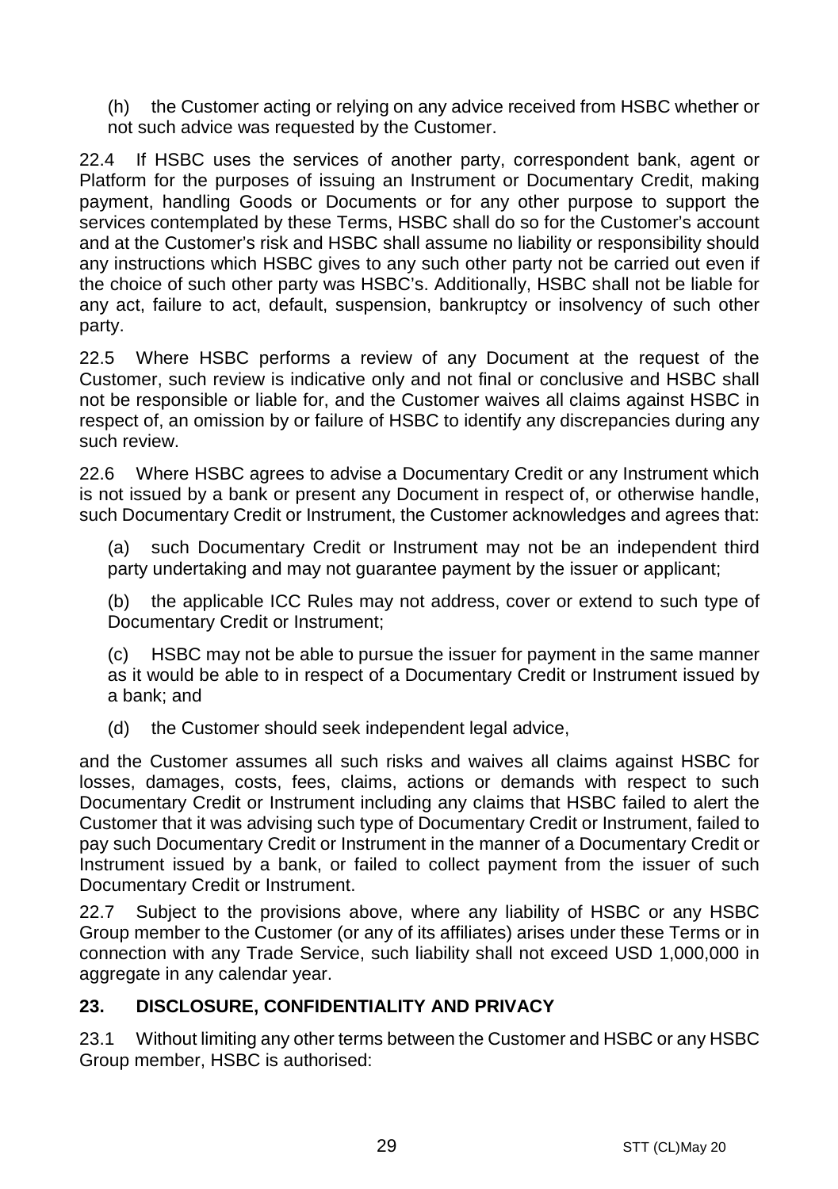(h) the Customer acting or relying on any advice received from HSBC whether or not such advice was requested by the Customer.

22.4 If HSBC uses the services of another party, correspondent bank, agent or Platform for the purposes of issuing an Instrument or Documentary Credit, making payment, handling Goods or Documents or for any other purpose to support the services contemplated by these Terms, HSBC shall do so for the Customer's account and at the Customer's risk and HSBC shall assume no liability or responsibility should any instructions which HSBC gives to any such other party not be carried out even if the choice of such other party was HSBC's. Additionally, HSBC shall not be liable for any act, failure to act, default, suspension, bankruptcy or insolvency of such other party.

22.5 Where HSBC performs a review of any Document at the request of the Customer, such review is indicative only and not final or conclusive and HSBC shall not be responsible or liable for, and the Customer waives all claims against HSBC in respect of, an omission by or failure of HSBC to identify any discrepancies during any such review.

22.6 Where HSBC agrees to advise a Documentary Credit or any Instrument which is not issued by a bank or present any Document in respect of, or otherwise handle, such Documentary Credit or Instrument, the Customer acknowledges and agrees that:

(a) such Documentary Credit or Instrument may not be an independent third party undertaking and may not guarantee payment by the issuer or applicant;

(b) the applicable ICC Rules may not address, cover or extend to such type of Documentary Credit or Instrument;

(c) HSBC may not be able to pursue the issuer for payment in the same manner as it would be able to in respect of a Documentary Credit or Instrument issued by a bank; and

(d) the Customer should seek independent legal advice,

and the Customer assumes all such risks and waives all claims against HSBC for losses, damages, costs, fees, claims, actions or demands with respect to such Documentary Credit or Instrument including any claims that HSBC failed to alert the Customer that it was advising such type of Documentary Credit or Instrument, failed to pay such Documentary Credit or Instrument in the manner of a Documentary Credit or Instrument issued by a bank, or failed to collect payment from the issuer of such Documentary Credit or Instrument.

22.7 Subject to the provisions above, where any liability of HSBC or any HSBC Group member to the Customer (or any of its affiliates) arises under these Terms or in connection with any Trade Service, such liability shall not exceed USD 1,000,000 in aggregate in any calendar year.

## 23. DISCLOSURE, CONFIDENTIALITY AND PRIVACY

23.1 Without limiting any other terms between the Customer and HSBC or any HSBC Group member, HSBC is authorised: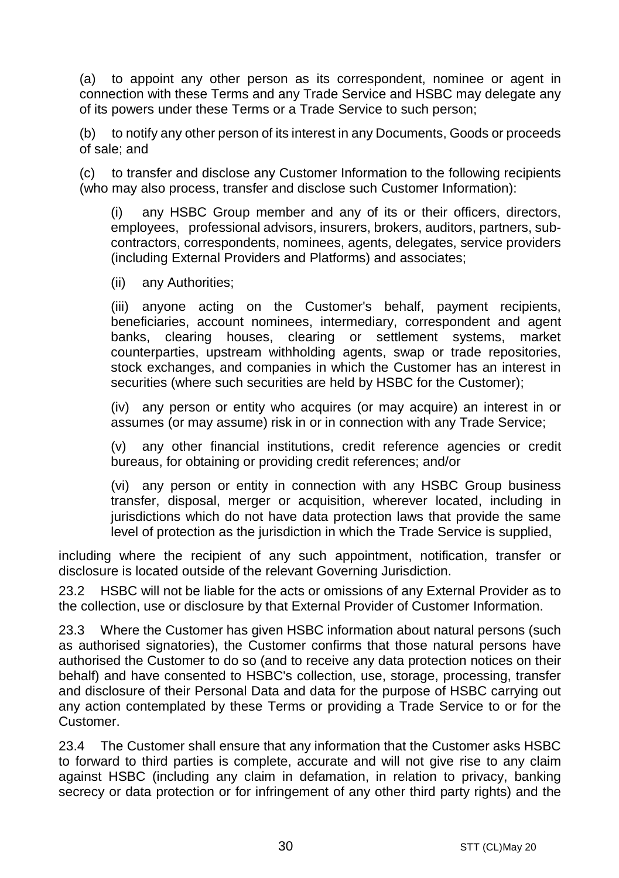(a) to appoint any other person as its correspondent, nominee or agent in connection with these Terms and any Trade Service and HSBC may delegate any of its powers under these Terms or a Trade Service to such person;

(b) to notify any other person of its interest in any Documents, Goods or proceeds of sale; and

(c) to transfer and disclose any Customer Information to the following recipients (who may also process, transfer and disclose such Customer Information):

> (i) any HSBC Group member and any of its or their officers, directors, employees, professional advisors, insurers, brokers, auditors, partners, sub-contractors, correspondents, nominees, agents, delegates, service providers (including External Providers and Platforms) and associates;
>
> (ii) any Authorities;
>
> (iii) anyone acting on the Customer's behalf, payment recipients, beneficiaries, account nominees, intermediary, correspondent and agent banks, clearing houses, clearing or settlement systems, market counterparties, upstream withholding agents, swap or trade repositories, stock exchanges, and companies in which the Customer has an interest in securities (where such securities are held by HSBC for the Customer);
>
> (iv) any person or entity who acquires (or may acquire) an interest in or assumes (or may assume) risk in or in connection with any Trade Service;
>
> (v) any other financial institutions, credit reference agencies or credit bureaus, for obtaining or providing credit references; and/or
>
> (vi) any person or entity in connection with any HSBC Group business transfer, disposal, merger or acquisition, wherever located, including in jurisdictions which do not have data protection laws that provide the same level of protection as the jurisdiction in which the Trade Service is supplied,

including where the recipient of any such appointment, notification, transfer or disclosure is located outside of the relevant Governing Jurisdiction.

23.2 HSBC will not be liable for the acts or omissions of any External Provider as to the collection, use or disclosure by that External Provider of Customer Information.

23.3 Where the Customer has given HSBC information about natural persons (such as authorised signatories), the Customer confirms that those natural persons have authorised the Customer to do so (and to receive any data protection notices on their behalf) and have consented to HSBC's collection, use, storage, processing, transfer and disclosure of their Personal Data and data for the purpose of HSBC carrying out any action contemplated by these Terms or providing a Trade Service to or for the Customer.

23.4 The Customer shall ensure that any information that the Customer asks HSBC to forward to third parties is complete, accurate and will not give rise to any claim against HSBC (including any claim in defamation, in relation to privacy, banking secrecy or data protection or for infringement of any other third party rights) and the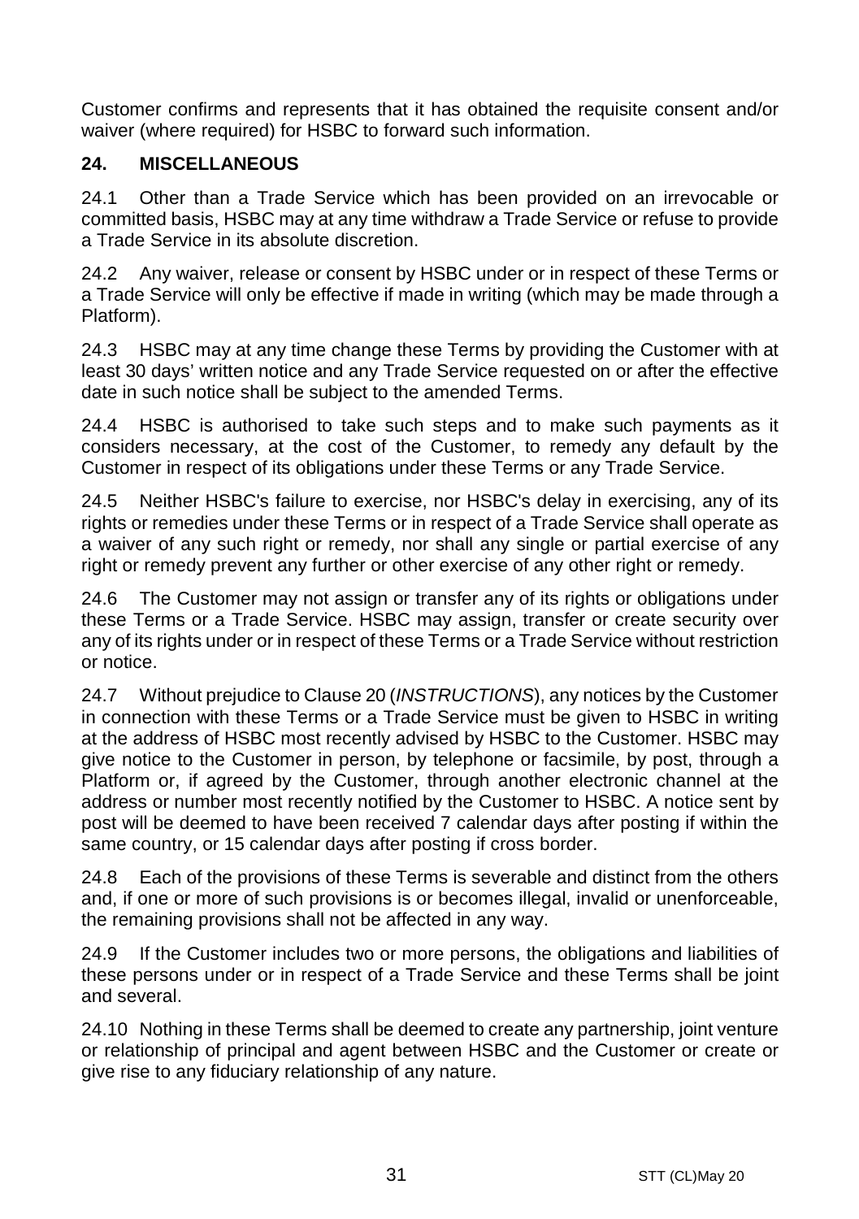Customer confirms and represents that it has obtained the requisite consent and/or waiver (where required) for HSBC to forward such information.

## 24. MISCELLANEOUS

24.1 Other than a Trade Service which has been provided on an irrevocable or committed basis, HSBC may at any time withdraw a Trade Service or refuse to provide a Trade Service in its absolute discretion.

24.2 Any waiver, release or consent by HSBC under or in respect of these Terms or a Trade Service will only be effective if made in writing (which may be made through a Platform).

24.3 HSBC may at any time change these Terms by providing the Customer with at least 30 days' written notice and any Trade Service requested on or after the effective date in such notice shall be subject to the amended Terms.

24.4 HSBC is authorised to take such steps and to make such payments as it considers necessary, at the cost of the Customer, to remedy any default by the Customer in respect of its obligations under these Terms or any Trade Service.

24.5 Neither HSBC's failure to exercise, nor HSBC's delay in exercising, any of its rights or remedies under these Terms or in respect of a Trade Service shall operate as a waiver of any such right or remedy, nor shall any single or partial exercise of any right or remedy prevent any further or other exercise of any other right or remedy.

24.6 The Customer may not assign or transfer any of its rights or obligations under these Terms or a Trade Service. HSBC may assign, transfer or create security over any of its rights under or in respect of these Terms or a Trade Service without restriction or notice.

24.7 Without prejudice to Clause 20 (*INSTRUCTIONS*), any notices by the Customer in connection with these Terms or a Trade Service must be given to HSBC in writing at the address of HSBC most recently advised by HSBC to the Customer. HSBC may give notice to the Customer in person, by telephone or facsimile, by post, through a Platform or, if agreed by the Customer, through another electronic channel at the address or number most recently notified by the Customer to HSBC. A notice sent by post will be deemed to have been received 7 calendar days after posting if within the same country, or 15 calendar days after posting if cross border.

24.8 Each of the provisions of these Terms is severable and distinct from the others and, if one or more of such provisions is or becomes illegal, invalid or unenforceable, the remaining provisions shall not be affected in any way.

24.9 If the Customer includes two or more persons, the obligations and liabilities of these persons under or in respect of a Trade Service and these Terms shall be joint and several.

24.10 Nothing in these Terms shall be deemed to create any partnership, joint venture or relationship of principal and agent between HSBC and the Customer or create or give rise to any fiduciary relationship of any nature.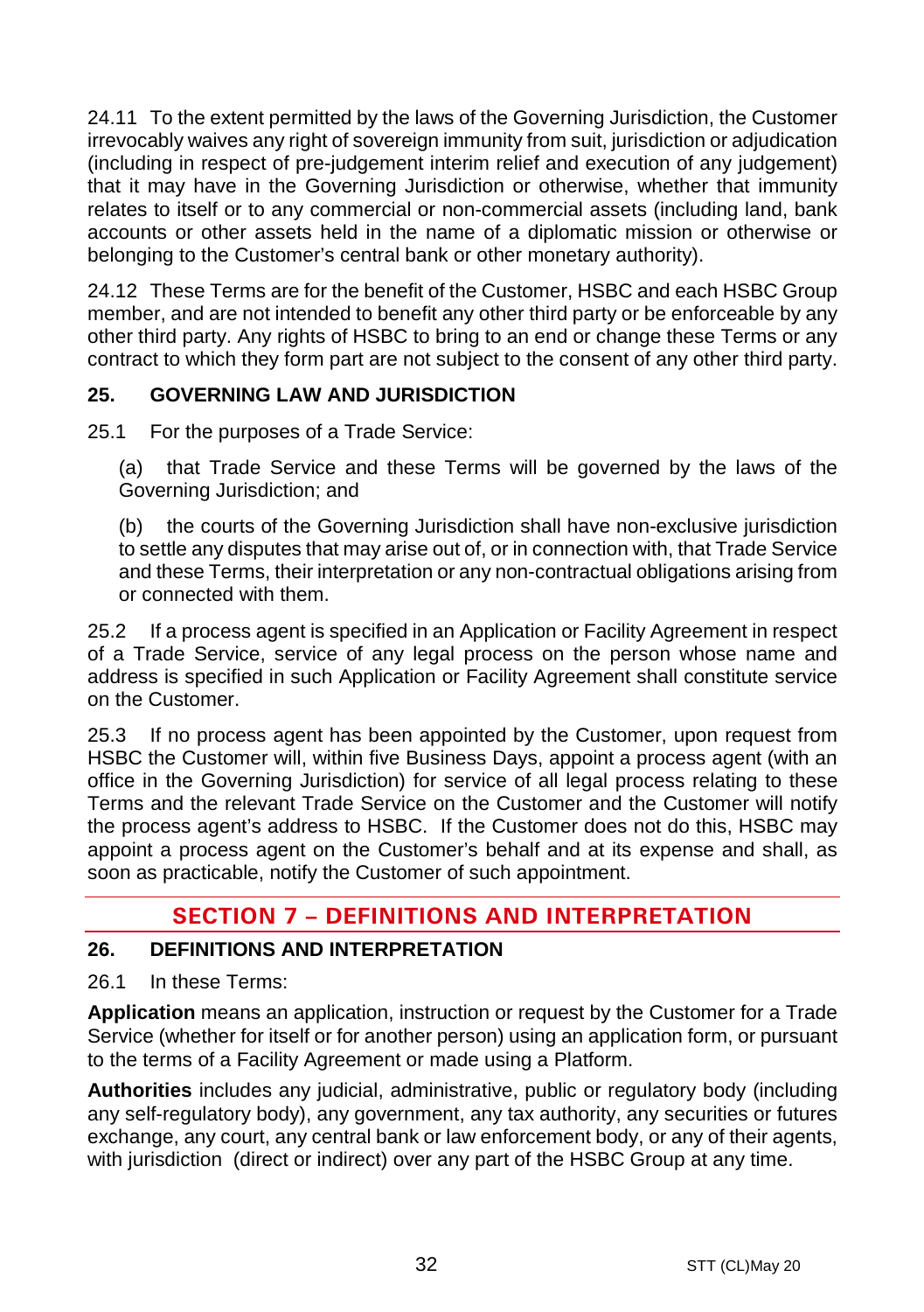24.11 To the extent permitted by the laws of the Governing Jurisdiction, the Customer irrevocably waives any right of sovereign immunity from suit, jurisdiction or adjudication (including in respect of pre-judgement interim relief and execution of any judgement) that it may have in the Governing Jurisdiction or otherwise, whether that immunity relates to itself or to any commercial or non-commercial assets (including land, bank accounts or other assets held in the name of a diplomatic mission or otherwise or belonging to the Customer's central bank or other monetary authority).

24.12 These Terms are for the benefit of the Customer, HSBC and each HSBC Group member, and are not intended to benefit any other third party or be enforceable by any other third party. Any rights of HSBC to bring to an end or change these Terms or any contract to which they form part are not subject to the consent of any other third party.

### 25. GOVERNING LAW AND JURISDICTION

25.1 For the purposes of a Trade Service:

(a) that Trade Service and these Terms will be governed by the laws of the Governing Jurisdiction; and

(b) the courts of the Governing Jurisdiction shall have non-exclusive jurisdiction to settle any disputes that may arise out of, or in connection with, that Trade Service and these Terms, their interpretation or any non-contractual obligations arising from or connected with them.

25.2 If a process agent is specified in an Application or Facility Agreement in respect of a Trade Service, service of any legal process on the person whose name and address is specified in such Application or Facility Agreement shall constitute service on the Customer.

25.3 If no process agent has been appointed by the Customer, upon request from HSBC the Customer will, within five Business Days, appoint a process agent (with an office in the Governing Jurisdiction) for service of all legal process relating to these Terms and the relevant Trade Service on the Customer and the Customer will notify the process agent's address to HSBC. If the Customer does not do this, HSBC may appoint a process agent on the Customer's behalf and at its expense and shall, as soon as practicable, notify the Customer of such appointment.

## SECTION 7 – DEFINITIONS AND INTERPRETATION

### 26. DEFINITIONS AND INTERPRETATION

26.1 In these Terms:

**Application** means an application, instruction or request by the Customer for a Trade Service (whether for itself or for another person) using an application form, or pursuant to the terms of a Facility Agreement or made using a Platform.

**Authorities** includes any judicial, administrative, public or regulatory body (including any self-regulatory body), any government, any tax authority, any securities or futures exchange, any court, any central bank or law enforcement body, or any of their agents, with jurisdiction (direct or indirect) over any part of the HSBC Group at any time.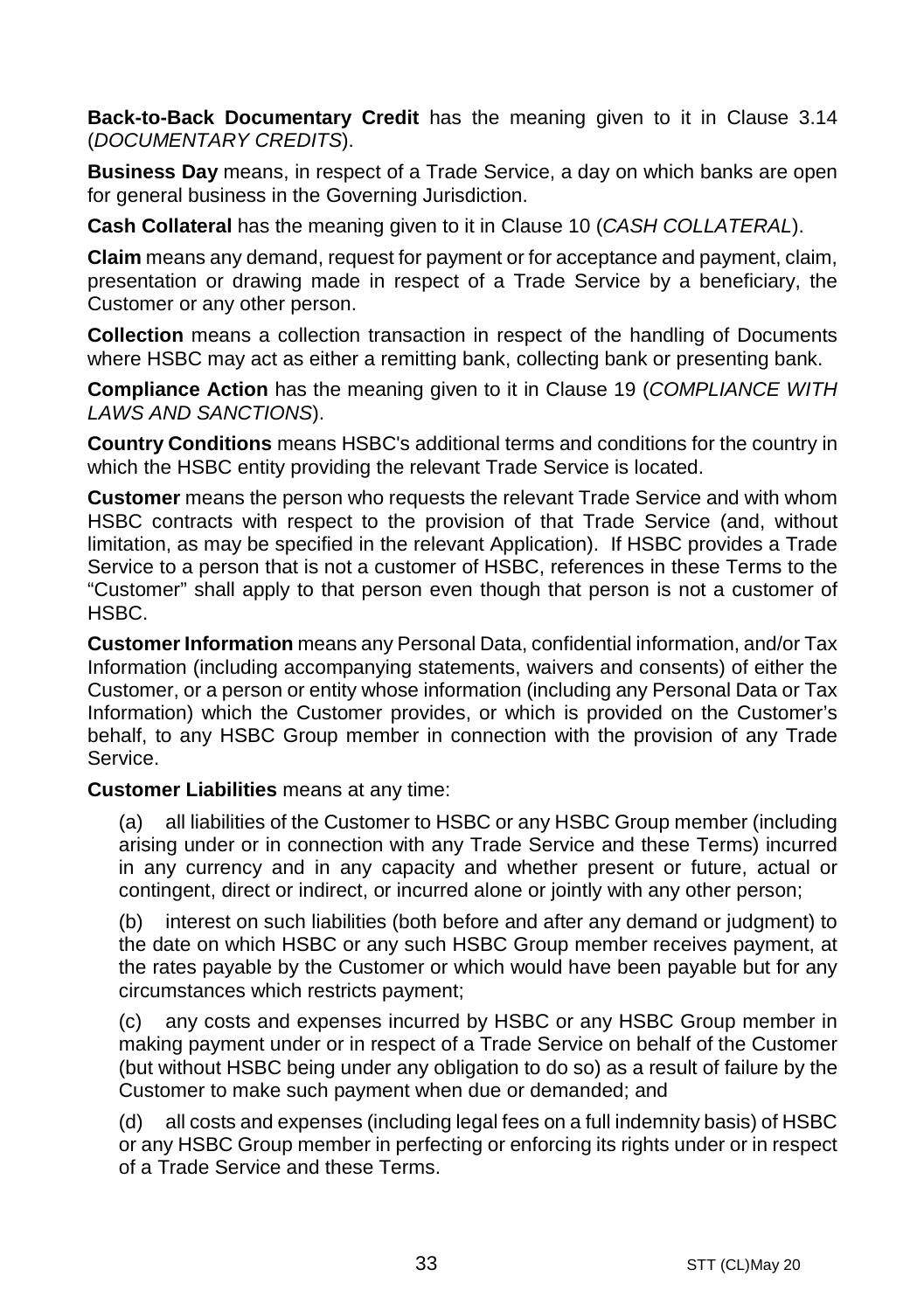**Back-to-Back Documentary Credit** has the meaning given to it in Clause 3.14 (*DOCUMENTARY CREDITS*).

**Business Day** means, in respect of a Trade Service, a day on which banks are open for general business in the Governing Jurisdiction.

**Cash Collateral** has the meaning given to it in Clause 10 (*CASH COLLATERAL*).

**Claim** means any demand, request for payment or for acceptance and payment, claim, presentation or drawing made in respect of a Trade Service by a beneficiary, the Customer or any other person.

**Collection** means a collection transaction in respect of the handling of Documents where HSBC may act as either a remitting bank, collecting bank or presenting bank.

**Compliance Action** has the meaning given to it in Clause 19 (*COMPLIANCE WITH LAWS AND SANCTIONS*).

**Country Conditions** means HSBC's additional terms and conditions for the country in which the HSBC entity providing the relevant Trade Service is located.

**Customer** means the person who requests the relevant Trade Service and with whom HSBC contracts with respect to the provision of that Trade Service (and, without limitation, as may be specified in the relevant Application). If HSBC provides a Trade Service to a person that is not a customer of HSBC, references in these Terms to the "Customer" shall apply to that person even though that person is not a customer of HSBC.

**Customer Information** means any Personal Data, confidential information, and/or Tax Information (including accompanying statements, waivers and consents) of either the Customer, or a person or entity whose information (including any Personal Data or Tax Information) which the Customer provides, or which is provided on the Customer's behalf, to any HSBC Group member in connection with the provision of any Trade Service.

**Customer Liabilities** means at any time:

(a) all liabilities of the Customer to HSBC or any HSBC Group member (including arising under or in connection with any Trade Service and these Terms) incurred in any currency and in any capacity and whether present or future, actual or contingent, direct or indirect, or incurred alone or jointly with any other person;

(b) interest on such liabilities (both before and after any demand or judgment) to the date on which HSBC or any such HSBC Group member receives payment, at the rates payable by the Customer or which would have been payable but for any circumstances which restricts payment;

(c) any costs and expenses incurred by HSBC or any HSBC Group member in making payment under or in respect of a Trade Service on behalf of the Customer (but without HSBC being under any obligation to do so) as a result of failure by the Customer to make such payment when due or demanded; and

(d) all costs and expenses (including legal fees on a full indemnity basis) of HSBC or any HSBC Group member in perfecting or enforcing its rights under or in respect of a Trade Service and these Terms.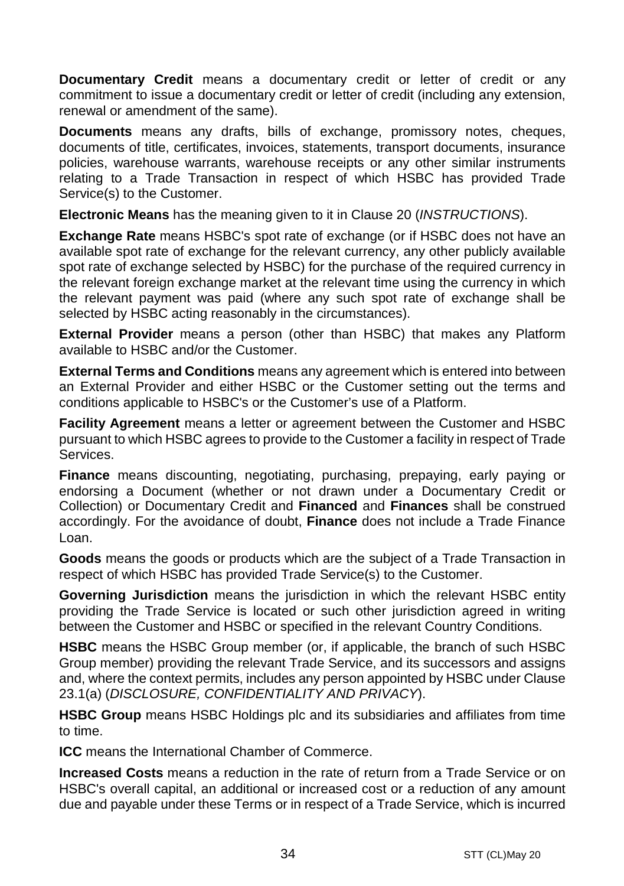**Documentary Credit** means a documentary credit or letter of credit or any commitment to issue a documentary credit or letter of credit (including any extension, renewal or amendment of the same).

**Documents** means any drafts, bills of exchange, promissory notes, cheques, documents of title, certificates, invoices, statements, transport documents, insurance policies, warehouse warrants, warehouse receipts or any other similar instruments relating to a Trade Transaction in respect of which HSBC has provided Trade Service(s) to the Customer.

**Electronic Means** has the meaning given to it in Clause 20 (*INSTRUCTIONS*).

**Exchange Rate** means HSBC's spot rate of exchange (or if HSBC does not have an available spot rate of exchange for the relevant currency, any other publicly available spot rate of exchange selected by HSBC) for the purchase of the required currency in the relevant foreign exchange market at the relevant time using the currency in which the relevant payment was paid (where any such spot rate of exchange shall be selected by HSBC acting reasonably in the circumstances).

**External Provider** means a person (other than HSBC) that makes any Platform available to HSBC and/or the Customer.

**External Terms and Conditions** means any agreement which is entered into between an External Provider and either HSBC or the Customer setting out the terms and conditions applicable to HSBC's or the Customer's use of a Platform.

**Facility Agreement** means a letter or agreement between the Customer and HSBC pursuant to which HSBC agrees to provide to the Customer a facility in respect of Trade Services.

**Finance** means discounting, negotiating, purchasing, prepaying, early paying or endorsing a Document (whether or not drawn under a Documentary Credit or Collection) or Documentary Credit and **Financed** and **Finances** shall be construed accordingly. For the avoidance of doubt, **Finance** does not include a Trade Finance Loan.

**Goods** means the goods or products which are the subject of a Trade Transaction in respect of which HSBC has provided Trade Service(s) to the Customer.

**Governing Jurisdiction** means the jurisdiction in which the relevant HSBC entity providing the Trade Service is located or such other jurisdiction agreed in writing between the Customer and HSBC or specified in the relevant Country Conditions.

**HSBC** means the HSBC Group member (or, if applicable, the branch of such HSBC Group member) providing the relevant Trade Service, and its successors and assigns and, where the context permits, includes any person appointed by HSBC under Clause 23.1(a) (*DISCLOSURE, CONFIDENTIALITY AND PRIVACY*).

**HSBC Group** means HSBC Holdings plc and its subsidiaries and affiliates from time to time.

**ICC** means the International Chamber of Commerce.

**Increased Costs** means a reduction in the rate of return from a Trade Service or on HSBC's overall capital, an additional or increased cost or a reduction of any amount due and payable under these Terms or in respect of a Trade Service, which is incurred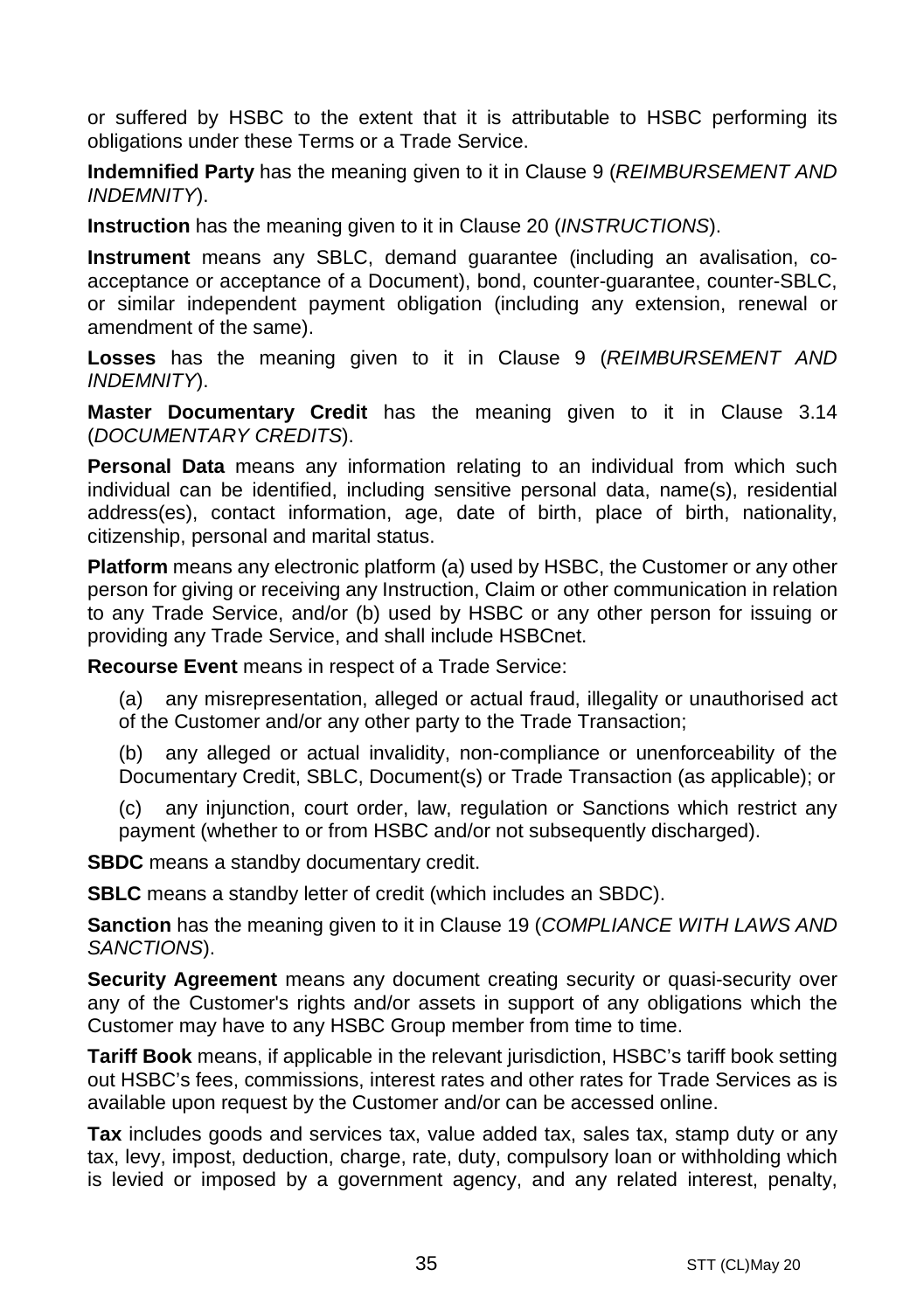or suffered by HSBC to the extent that it is attributable to HSBC performing its obligations under these Terms or a Trade Service.

**Indemnified Party** has the meaning given to it in Clause 9 (*REIMBURSEMENT AND INDEMNITY*).

**Instruction** has the meaning given to it in Clause 20 (*INSTRUCTIONS*).

**Instrument** means any SBLC, demand guarantee (including an avalisation, co-acceptance or acceptance of a Document), bond, counter-guarantee, counter-SBLC, or similar independent payment obligation (including any extension, renewal or amendment of the same).

**Losses** has the meaning given to it in Clause 9 (*REIMBURSEMENT AND INDEMNITY*).

**Master Documentary Credit** has the meaning given to it in Clause 3.14 (*DOCUMENTARY CREDITS*).

**Personal Data** means any information relating to an individual from which such individual can be identified, including sensitive personal data, name(s), residential address(es), contact information, age, date of birth, place of birth, nationality, citizenship, personal and marital status.

**Platform** means any electronic platform (a) used by HSBC, the Customer or any other person for giving or receiving any Instruction, Claim or other communication in relation to any Trade Service, and/or (b) used by HSBC or any other person for issuing or providing any Trade Service, and shall include HSBCnet.

**Recourse Event** means in respect of a Trade Service:

(a) any misrepresentation, alleged or actual fraud, illegality or unauthorised act of the Customer and/or any other party to the Trade Transaction;

(b) any alleged or actual invalidity, non-compliance or unenforceability of the Documentary Credit, SBLC, Document(s) or Trade Transaction (as applicable); or

(c) any injunction, court order, law, regulation or Sanctions which restrict any payment (whether to or from HSBC and/or not subsequently discharged).

**SBDC** means a standby documentary credit.

**SBLC** means a standby letter of credit (which includes an SBDC).

**Sanction** has the meaning given to it in Clause 19 (*COMPLIANCE WITH LAWS AND SANCTIONS*).

**Security Agreement** means any document creating security or quasi-security over any of the Customer's rights and/or assets in support of any obligations which the Customer may have to any HSBC Group member from time to time.

**Tariff Book** means, if applicable in the relevant jurisdiction, HSBC's tariff book setting out HSBC's fees, commissions, interest rates and other rates for Trade Services as is available upon request by the Customer and/or can be accessed online.

**Tax** includes goods and services tax, value added tax, sales tax, stamp duty or any tax, levy, impost, deduction, charge, rate, duty, compulsory loan or withholding which is levied or imposed by a government agency, and any related interest, penalty,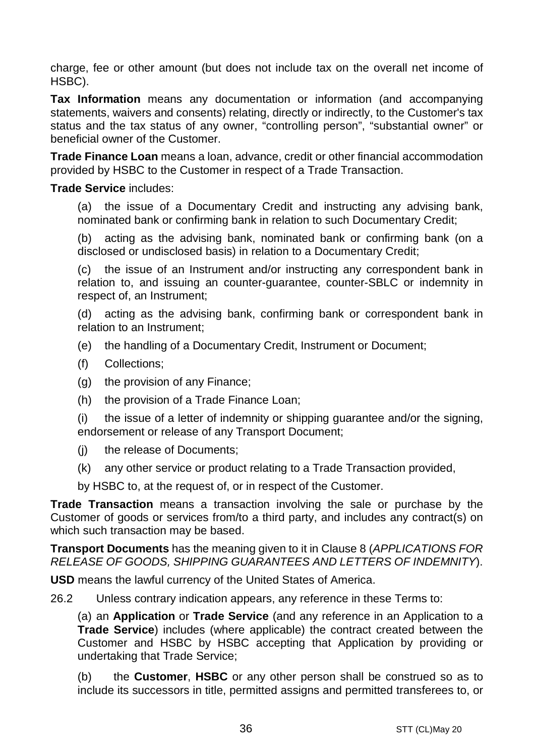charge, fee or other amount (but does not include tax on the overall net income of HSBC).

**Tax Information** means any documentation or information (and accompanying statements, waivers and consents) relating, directly or indirectly, to the Customer's tax status and the tax status of any owner, "controlling person", "substantial owner" or beneficial owner of the Customer.

**Trade Finance Loan** means a loan, advance, credit or other financial accommodation provided by HSBC to the Customer in respect of a Trade Transaction.

**Trade Service** includes:

(a) the issue of a Documentary Credit and instructing any advising bank, nominated bank or confirming bank in relation to such Documentary Credit;

(b) acting as the advising bank, nominated bank or confirming bank (on a disclosed or undisclosed basis) in relation to a Documentary Credit;

(c) the issue of an Instrument and/or instructing any correspondent bank in relation to, and issuing an counter-guarantee, counter-SBLC or indemnity in respect of, an Instrument;

(d) acting as the advising bank, confirming bank or correspondent bank in relation to an Instrument;

(e) the handling of a Documentary Credit, Instrument or Document;

(f) Collections;

(g) the provision of any Finance;

(h) the provision of a Trade Finance Loan;

(i) the issue of a letter of indemnity or shipping guarantee and/or the signing, endorsement or release of any Transport Document;

(j) the release of Documents;

(k) any other service or product relating to a Trade Transaction provided,

by HSBC to, at the request of, or in respect of the Customer.

**Trade Transaction** means a transaction involving the sale or purchase by the Customer of goods or services from/to a third party, and includes any contract(s) on which such transaction may be based.

**Transport Documents** has the meaning given to it in Clause 8 (*APPLICATIONS FOR RELEASE OF GOODS, SHIPPING GUARANTEES AND LETTERS OF INDEMNITY*).

**USD** means the lawful currency of the United States of America.

26.2 Unless contrary indication appears, any reference in these Terms to:

(a) an **Application** or **Trade Service** (and any reference in an Application to a **Trade Service**) includes (where applicable) the contract created between the Customer and HSBC by HSBC accepting that Application by providing or undertaking that Trade Service;

(b) the **Customer**, **HSBC** or any other person shall be construed so as to include its successors in title, permitted assigns and permitted transferees to, or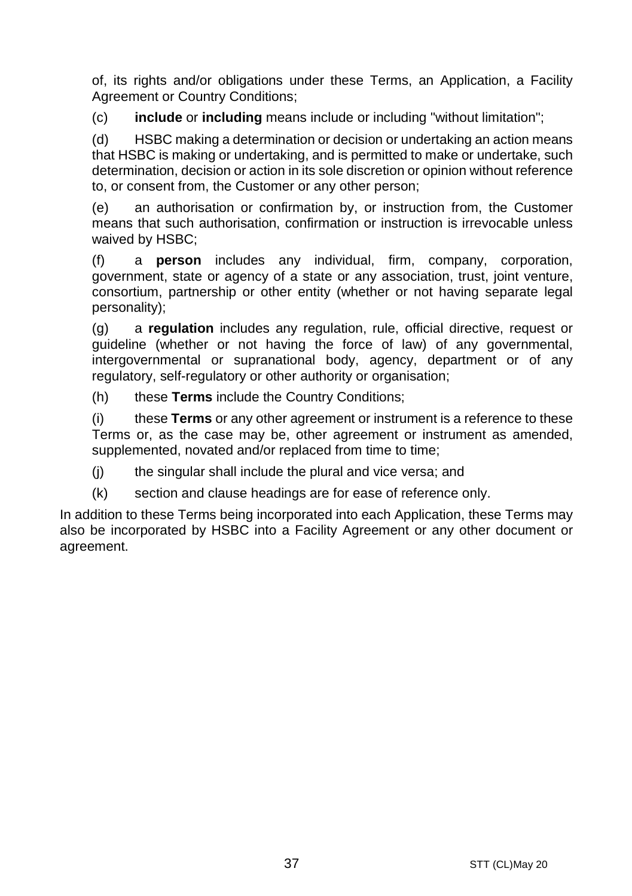of, its rights and/or obligations under these Terms, an Application, a Facility Agreement or Country Conditions;

(c) **include** or **including** means include or including "without limitation";

(d) HSBC making a determination or decision or undertaking an action means that HSBC is making or undertaking, and is permitted to make or undertake, such determination, decision or action in its sole discretion or opinion without reference to, or consent from, the Customer or any other person;

(e) an authorisation or confirmation by, or instruction from, the Customer means that such authorisation, confirmation or instruction is irrevocable unless waived by HSBC;

(f) a **person** includes any individual, firm, company, corporation, government, state or agency of a state or any association, trust, joint venture, consortium, partnership or other entity (whether or not having separate legal personality);

(g) a **regulation** includes any regulation, rule, official directive, request or guideline (whether or not having the force of law) of any governmental, intergovernmental or supranational body, agency, department or of any regulatory, self-regulatory or other authority or organisation;

(h) these **Terms** include the Country Conditions;

(i) these **Terms** or any other agreement or instrument is a reference to these Terms or, as the case may be, other agreement or instrument as amended, supplemented, novated and/or replaced from time to time;

(j) the singular shall include the plural and vice versa; and

(k) section and clause headings are for ease of reference only.

In addition to these Terms being incorporated into each Application, these Terms may also be incorporated by HSBC into a Facility Agreement or any other document or agreement.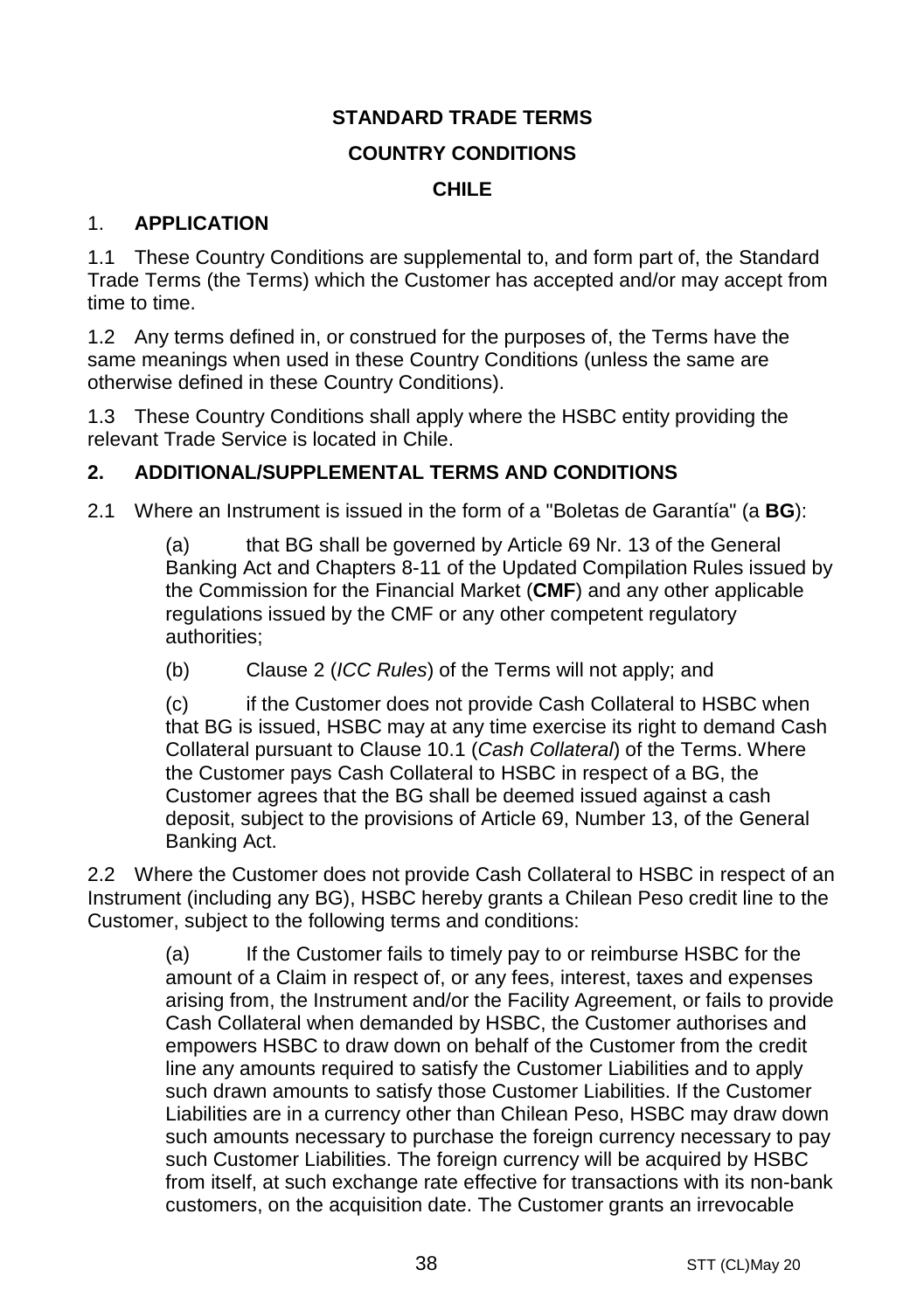**STANDARD TRADE TERMS**

**COUNTRY CONDITIONS**

**CHILE**

1. **APPLICATION**

1.1 These Country Conditions are supplemental to, and form part of, the Standard Trade Terms (the Terms) which the Customer has accepted and/or may accept from time to time.

1.2 Any terms defined in, or construed for the purposes of, the Terms have the same meanings when used in these Country Conditions (unless the same are otherwise defined in these Country Conditions).

1.3 These Country Conditions shall apply where the HSBC entity providing the relevant Trade Service is located in Chile.

2. **ADDITIONAL/SUPPLEMENTAL TERMS AND CONDITIONS**

2.1 Where an Instrument is issued in the form of a "Boletas de Garantía" (a **BG**):

(a) that BG shall be governed by Article 69 Nr. 13 of the General Banking Act and Chapters 8-11 of the Updated Compilation Rules issued by the Commission for the Financial Market (**CMF**) and any other applicable regulations issued by the CMF or any other competent regulatory authorities;

(b) Clause 2 (*ICC Rules*) of the Terms will not apply; and

(c) if the Customer does not provide Cash Collateral to HSBC when that BG is issued, HSBC may at any time exercise its right to demand Cash Collateral pursuant to Clause 10.1 (*Cash Collateral*) of the Terms. Where the Customer pays Cash Collateral to HSBC in respect of a BG, the Customer agrees that the BG shall be deemed issued against a cash deposit, subject to the provisions of Article 69, Number 13, of the General Banking Act.

2.2 Where the Customer does not provide Cash Collateral to HSBC in respect of an Instrument (including any BG), HSBC hereby grants a Chilean Peso credit line to the Customer, subject to the following terms and conditions:

(a) If the Customer fails to timely pay to or reimburse HSBC for the amount of a Claim in respect of, or any fees, interest, taxes and expenses arising from, the Instrument and/or the Facility Agreement, or fails to provide Cash Collateral when demanded by HSBC, the Customer authorises and empowers HSBC to draw down on behalf of the Customer from the credit line any amounts required to satisfy the Customer Liabilities and to apply such drawn amounts to satisfy those Customer Liabilities. If the Customer Liabilities are in a currency other than Chilean Peso, HSBC may draw down such amounts necessary to purchase the foreign currency necessary to pay such Customer Liabilities. The foreign currency will be acquired by HSBC from itself, at such exchange rate effective for transactions with its non-bank customers, on the acquisition date. The Customer grants an irrevocable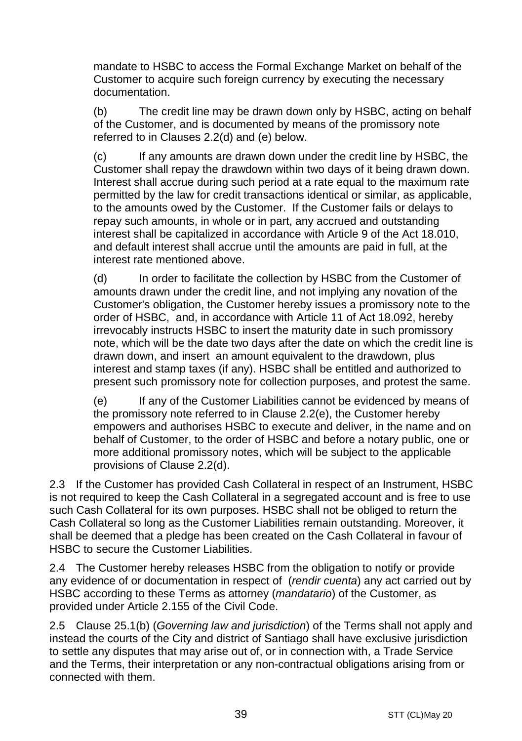mandate to HSBC to access the Formal Exchange Market on behalf of the Customer to acquire such foreign currency by executing the necessary documentation.

(b) The credit line may be drawn down only by HSBC, acting on behalf of the Customer, and is documented by means of the promissory note referred to in Clauses 2.2(d) and (e) below.

(c) If any amounts are drawn down under the credit line by HSBC, the Customer shall repay the drawdown within two days of it being drawn down. Interest shall accrue during such period at a rate equal to the maximum rate permitted by the law for credit transactions identical or similar, as applicable, to the amounts owed by the Customer. If the Customer fails or delays to repay such amounts, in whole or in part, any accrued and outstanding interest shall be capitalized in accordance with Article 9 of the Act 18.010, and default interest shall accrue until the amounts are paid in full, at the interest rate mentioned above.

(d) In order to facilitate the collection by HSBC from the Customer of amounts drawn under the credit line, and not implying any novation of the Customer's obligation, the Customer hereby issues a promissory note to the order of HSBC, and, in accordance with Article 11 of Act 18.092, hereby irrevocably instructs HSBC to insert the maturity date in such promissory note, which will be the date two days after the date on which the credit line is drawn down, and insert an amount equivalent to the drawdown, plus interest and stamp taxes (if any). HSBC shall be entitled and authorized to present such promissory note for collection purposes, and protest the same.

(e) If any of the Customer Liabilities cannot be evidenced by means of the promissory note referred to in Clause 2.2(e), the Customer hereby empowers and authorises HSBC to execute and deliver, in the name and on behalf of Customer, to the order of HSBC and before a notary public, one or more additional promissory notes, which will be subject to the applicable provisions of Clause 2.2(d).

2.3 If the Customer has provided Cash Collateral in respect of an Instrument, HSBC is not required to keep the Cash Collateral in a segregated account and is free to use such Cash Collateral for its own purposes. HSBC shall not be obliged to return the Cash Collateral so long as the Customer Liabilities remain outstanding. Moreover, it shall be deemed that a pledge has been created on the Cash Collateral in favour of HSBC to secure the Customer Liabilities.

2.4 The Customer hereby releases HSBC from the obligation to notify or provide any evidence of or documentation in respect of (*rendir cuenta*) any act carried out by HSBC according to these Terms as attorney (*mandatario*) of the Customer, as provided under Article 2.155 of the Civil Code.

2.5 Clause 25.1(b) (*Governing law and jurisdiction*) of the Terms shall not apply and instead the courts of the City and district of Santiago shall have exclusive jurisdiction to settle any disputes that may arise out of, or in connection with, a Trade Service and the Terms, their interpretation or any non-contractual obligations arising from or connected with them.